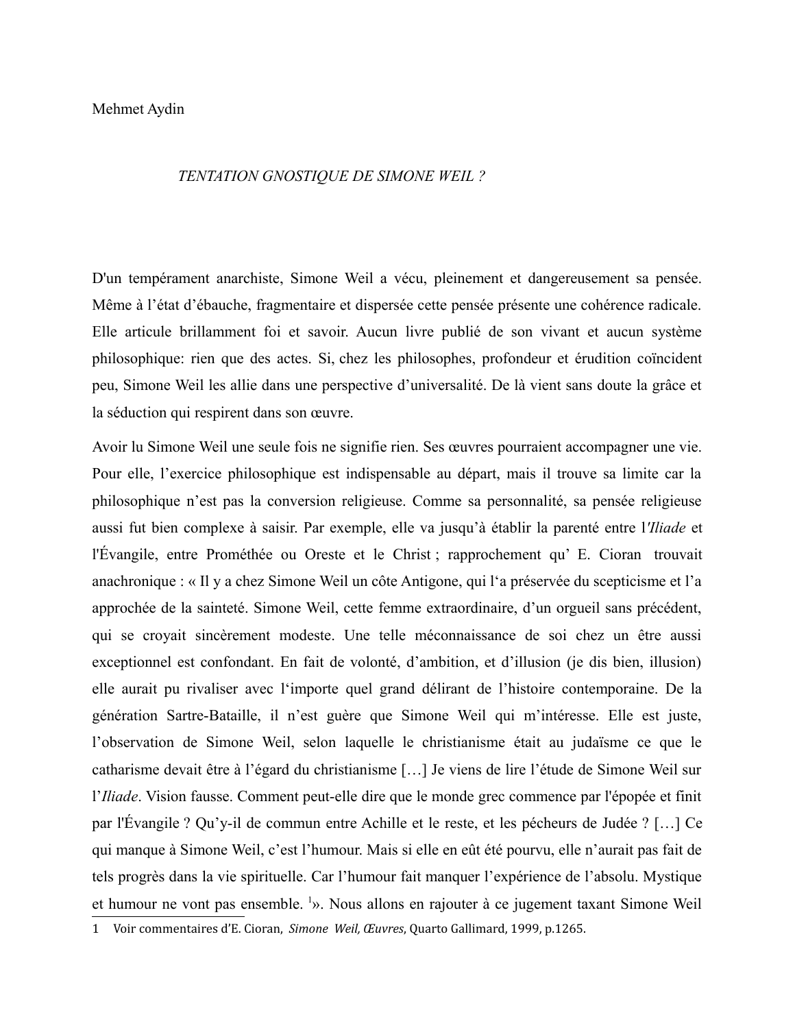Mehmet Aydin

# *TENTATION GNOSTIQUE DE SIMONE WEIL ?*

D'un tempérament anarchiste, Simone Weil a vécu, pleinement et dangereusement sa pensée. Même à l'état d'ébauche, fragmentaire et dispersée cette pensée présente une cohérence radicale. Elle articule brillamment foi et savoir. Aucun livre publié de son vivant et aucun système philosophique: rien que des actes. Si, chez les philosophes, profondeur et érudition coïncident peu, Simone Weil les allie dans une perspective d'universalité. De là vient sans doute la grâce et la séduction qui respirent dans son œuvre.

Avoir lu Simone Weil une seule fois ne signifie rien. Ses œuvres pourraient accompagner une vie. Pour elle, l'exercice philosophique est indispensable au départ, mais il trouve sa limite car la philosophique n'est pas la conversion religieuse. Comme sa personnalité, sa pensée religieuse aussi fut bien complexe à saisir. Par exemple, elle va jusqu'à établir la parenté entre l'*Iliade* et l'Évangile, entre Prométhée ou Oreste et le Christ ; rapprochement qu' E. Cioran trouvait anachronique : « Il y a chez Simone Weil un côte Antigone, qui l'a préservée du scepticisme et l'a approchée de la sainteté. Simone Weil, cette femme extraordinaire, d'un orgueil sans précédent, qui se croyait sincèrement modeste. Une telle méconnaissance de soi chez un être aussi exceptionnel est confondant. En fait de volonté, d'ambition, et d'illusion (je dis bien, illusion) elle aurait pu rivaliser avec l'importe quel grand délirant de l'histoire contemporaine. De la génération Sartre-Bataille, il n'est guère que Simone Weil qui m'intéresse. Elle est juste, l'observation de Simone Weil, selon laquelle le christianisme était au judaïsme ce que le catharisme devait être à l'égard du christianisme […] Je viens de lire l'étude de Simone Weil sur l'*Iliade*. Vision fausse. Comment peut-elle dire que le monde grec commence par l'épopée et finit par l'Évangile ? Qu'y-il de commun entre Achille et le reste, et les pécheurs de Judée ? […] Ce qui manque à Simone Weil, c'est l'humour. Mais si elle en eût été pourvu, elle n'aurait pas fait de tels progrès dans la vie spirituelle. Car l'humour fait manquer l'expérience de l'absolu. Mystique et humour ne vont pas ensemble. [1]». Nous allons en rajouter à ce jugement taxant Simone Weil

---

1 Voir commentaires d'E. Cioran, *Simone Weil, Œuvres*, Quarto Gallimard, 1999, p.1265.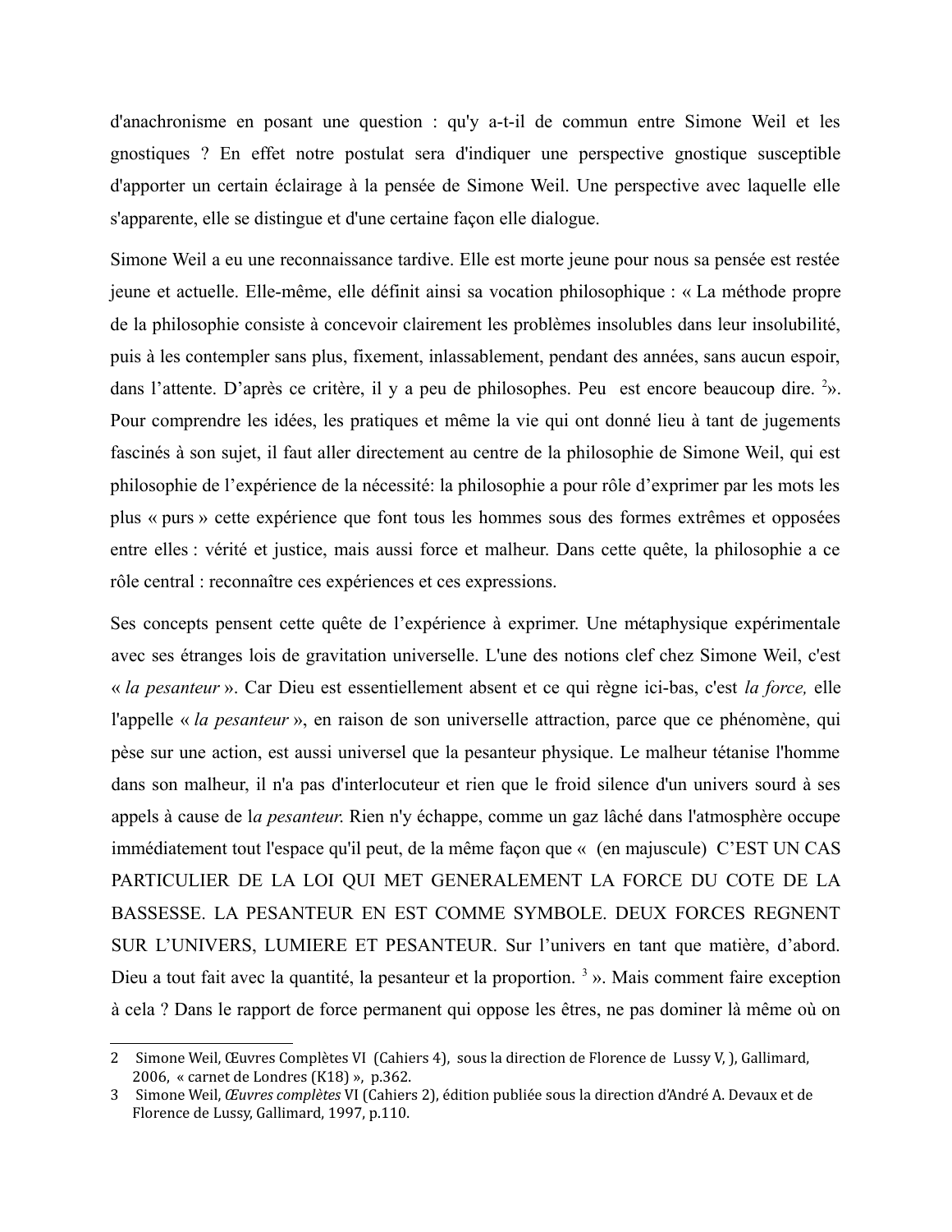d'anachronisme en posant une question : qu'y a-t-il de commun entre Simone Weil et les gnostiques ? En effet notre postulat sera d'indiquer une perspective gnostique susceptible d'apporter un certain éclairage à la pensée de Simone Weil. Une perspective avec laquelle elle s'apparente, elle se distingue et d'une certaine façon elle dialogue.

Simone Weil a eu une reconnaissance tardive. Elle est morte jeune pour nous sa pensée est restée jeune et actuelle. Elle-même, elle définit ainsi sa vocation philosophique : « La méthode propre de la philosophie consiste à concevoir clairement les problèmes insolubles dans leur insolubilité, puis à les contempler sans plus, fixement, inlassablement, pendant des années, sans aucun espoir, dans l'attente. D'après ce critère, il y a peu de philosophes. Peu est encore beaucoup dire. [2]». Pour comprendre les idées, les pratiques et même la vie qui ont donné lieu à tant de jugements fascinés à son sujet, il faut aller directement au centre de la philosophie de Simone Weil, qui est philosophie de l'expérience de la nécessité: la philosophie a pour rôle d'exprimer par les mots les plus « purs » cette expérience que font tous les hommes sous des formes extrêmes et opposées entre elles : vérité et justice, mais aussi force et malheur. Dans cette quête, la philosophie a ce rôle central : reconnaître ces expériences et ces expressions.

Ses concepts pensent cette quête de l'expérience à exprimer. Une métaphysique expérimentale avec ses étranges lois de gravitation universelle. L'une des notions clef chez Simone Weil, c'est « *la pesanteur* ». Car Dieu est essentiellement absent et ce qui règne ici-bas, c'est *la force,* elle l'appelle « *la pesanteur* », en raison de son universelle attraction, parce que ce phénomène, qui pèse sur une action, est aussi universel que la pesanteur physique. Le malheur tétanise l'homme dans son malheur, il n'a pas d'interlocuteur et rien que le froid silence d'un univers sourd à ses appels à cause de l*a pesanteur*. Rien n'y échappe, comme un gaz lâché dans l'atmosphère occupe immédiatement tout l'espace qu'il peut, de la même façon que « (en majuscule) C'EST UN CAS PARTICULIER DE LA LOI QUI MET GENERALEMENT LA FORCE DU COTE DE LA BASSESSE. LA PESANTEUR EN EST COMME SYMBOLE. DEUX FORCES REGNENT SUR L'UNIVERS, LUMIERE ET PESANTEUR. Sur l'univers en tant que matière, d'abord. Dieu a tout fait avec la quantité, la pesanteur et la proportion. [3] ». Mais comment faire exception à cela ? Dans le rapport de force permanent qui oppose les êtres, ne pas dominer là même où on

---

2 Simone Weil, Œuvres Complètes VI (Cahiers 4), sous la direction de Florence de Lussy V, ), Gallimard, 2006, « carnet de Londres (K18) », p.362.

3 Simone Weil, *Œuvres complètes* VI (Cahiers 2), édition publiée sous la direction d'André A. Devaux et de Florence de Lussy, Gallimard, 1997, p.110.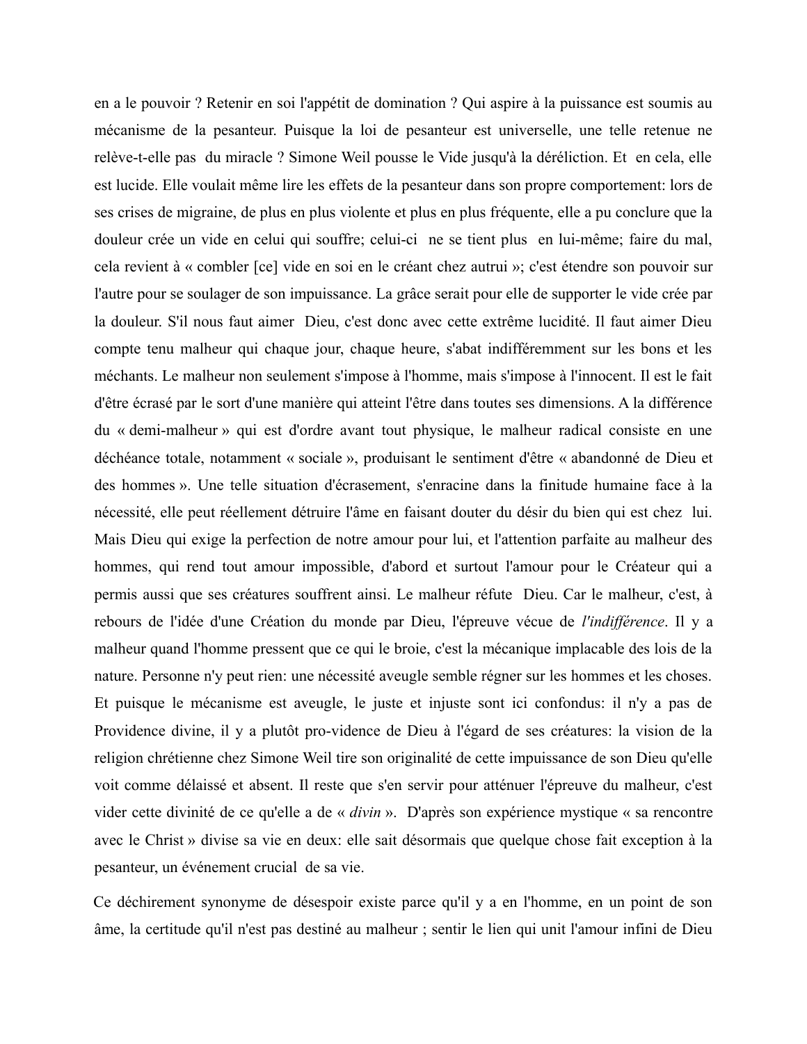en a le pouvoir ? Retenir en soi l'appétit de domination ? Qui aspire à la puissance est soumis au mécanisme de la pesanteur. Puisque la loi de pesanteur est universelle, une telle retenue ne relève-t-elle pas du miracle ? Simone Weil pousse le Vide jusqu'à la déréliction. Et en cela, elle est lucide. Elle voulait même lire les effets de la pesanteur dans son propre comportement: lors de ses crises de migraine, de plus en plus violente et plus en plus fréquente, elle a pu conclure que la douleur crée un vide en celui qui souffre; celui-ci ne se tient plus en lui-même; faire du mal, cela revient à « combler [ce] vide en soi en le créant chez autrui »; c'est étendre son pouvoir sur l'autre pour se soulager de son impuissance. La grâce serait pour elle de supporter le vide crée par la douleur. S'il nous faut aimer Dieu, c'est donc avec cette extrême lucidité. Il faut aimer Dieu compte tenu malheur qui chaque jour, chaque heure, s'abat indifféremment sur les bons et les méchants. Le malheur non seulement s'impose à l'homme, mais s'impose à l'innocent. Il est le fait d'être écrasé par le sort d'une manière qui atteint l'être dans toutes ses dimensions. A la différence du « demi-malheur » qui est d'ordre avant tout physique, le malheur radical consiste en une déchéance totale, notamment « sociale », produisant le sentiment d'être « abandonné de Dieu et des hommes ». Une telle situation d'écrasement, s'enracine dans la finitude humaine face à la nécessité, elle peut réellement détruire l'âme en faisant douter du désir du bien qui est chez lui. Mais Dieu qui exige la perfection de notre amour pour lui, et l'attention parfaite au malheur des hommes, qui rend tout amour impossible, d'abord et surtout l'amour pour le Créateur qui a permis aussi que ses créatures souffrent ainsi. Le malheur réfute Dieu. Car le malheur, c'est, à rebours de l'idée d'une Création du monde par Dieu, l'épreuve vécue de *l'indifférence*. Il y a malheur quand l'homme pressent que ce qui le broie, c'est la mécanique implacable des lois de la nature. Personne n'y peut rien: une nécessité aveugle semble régner sur les hommes et les choses. Et puisque le mécanisme est aveugle, le juste et injuste sont ici confondus: il n'y a pas de Providence divine, il y a plutôt pro-vidence de Dieu à l'égard de ses créatures: la vision de la religion chrétienne chez Simone Weil tire son originalité de cette impuissance de son Dieu qu'elle voit comme délaissé et absent. Il reste que s'en servir pour atténuer l'épreuve du malheur, c'est vider cette divinité de ce qu'elle a de « *divin* ». D'après son expérience mystique « sa rencontre avec le Christ » divise sa vie en deux: elle sait désormais que quelque chose fait exception à la pesanteur, un événement crucial de sa vie.

Ce déchirement synonyme de désespoir existe parce qu'il y a en l'homme, en un point de son âme, la certitude qu'il n'est pas destiné au malheur ; sentir le lien qui unit l'amour infini de Dieu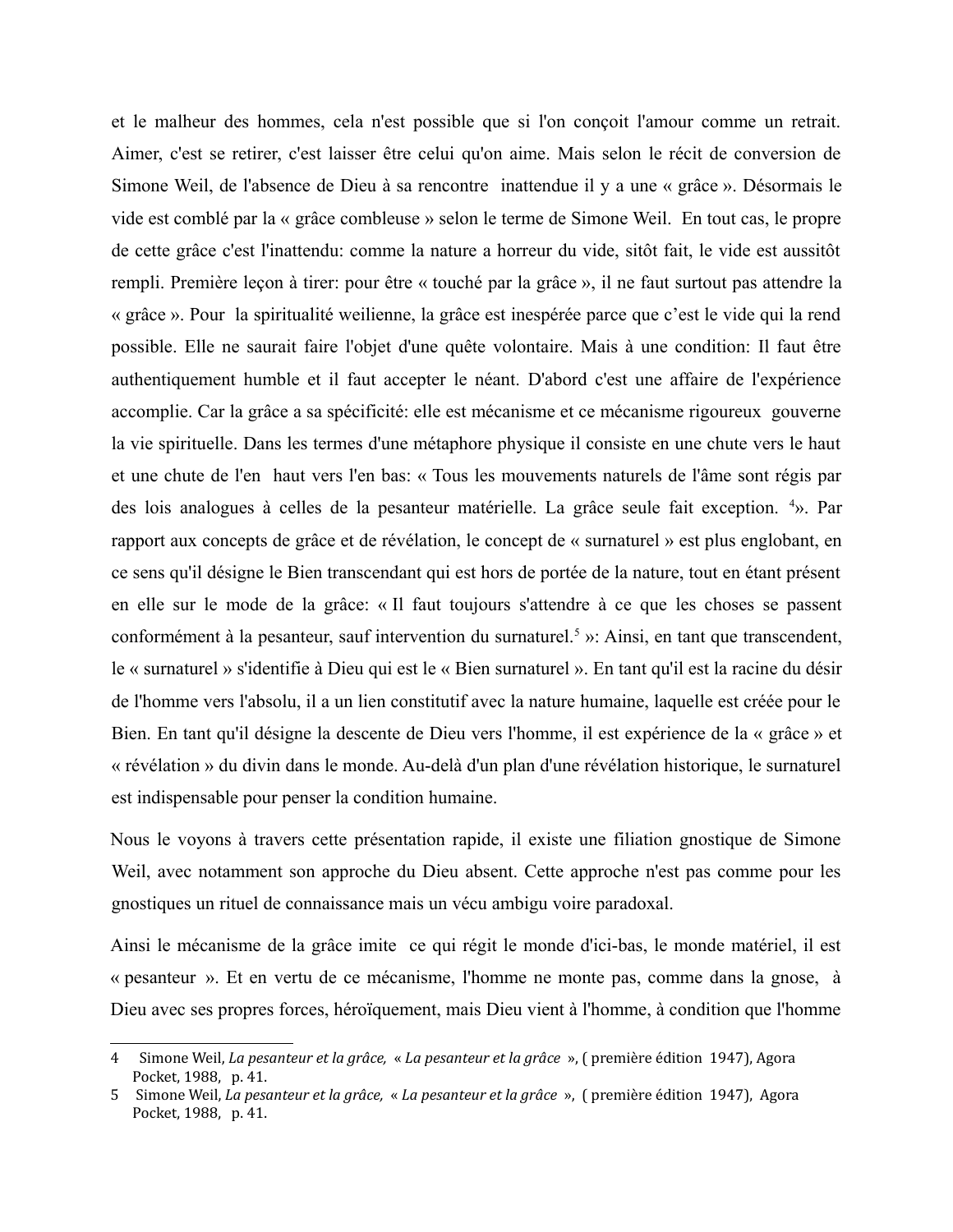et le malheur des hommes, cela n'est possible que si l'on conçoit l'amour comme un retrait. Aimer, c'est se retirer, c'est laisser être celui qu'on aime. Mais selon le récit de conversion de Simone Weil, de l'absence de Dieu à sa rencontre inattendue il y a une « grâce ». Désormais le vide est comblé par la « grâce combleuse » selon le terme de Simone Weil. En tout cas, le propre de cette grâce c'est l'inattendu: comme la nature a horreur du vide, sitôt fait, le vide est aussitôt rempli. Première leçon à tirer: pour être « touché par la grâce », il ne faut surtout pas attendre la « grâce ». Pour la spiritualité weilienne, la grâce est inespérée parce que c'est le vide qui la rend possible. Elle ne saurait faire l'objet d'une quête volontaire. Mais à une condition: Il faut être authentiquement humble et il faut accepter le néant. D'abord c'est une affaire de l'expérience accomplie. Car la grâce a sa spécificité: elle est mécanisme et ce mécanisme rigoureux gouverne la vie spirituelle. Dans les termes d'une métaphore physique il consiste en une chute vers le haut et une chute de l'en haut vers l'en bas: « Tous les mouvements naturels de l'âme sont régis par des lois analogues à celles de la pesanteur matérielle. La grâce seule fait exception. [4]». Par rapport aux concepts de grâce et de révélation, le concept de « surnaturel » est plus englobant, en ce sens qu'il désigne le Bien transcendant qui est hors de portée de la nature, tout en étant présent en elle sur le mode de la grâce: « Il faut toujours s'attendre à ce que les choses se passent conformément à la pesanteur, sauf intervention du surnaturel.[5] »: Ainsi, en tant que transcendent, le « surnaturel » s'identifie à Dieu qui est le « Bien surnaturel ». En tant qu'il est la racine du désir de l'homme vers l'absolu, il a un lien constitutif avec la nature humaine, laquelle est créée pour le Bien. En tant qu'il désigne la descente de Dieu vers l'homme, il est expérience de la « grâce » et « révélation » du divin dans le monde. Au-delà d'un plan d'une révélation historique, le surnaturel est indispensable pour penser la condition humaine.

Nous le voyons à travers cette présentation rapide, il existe une filiation gnostique de Simone Weil, avec notamment son approche du Dieu absent. Cette approche n'est pas comme pour les gnostiques un rituel de connaissance mais un vécu ambigu voire paradoxal.

Ainsi le mécanisme de la grâce imite ce qui régit le monde d'ici-bas, le monde matériel, il est « pesanteur ». Et en vertu de ce mécanisme, l'homme ne monte pas, comme dans la gnose, à Dieu avec ses propres forces, héroïquement, mais Dieu vient à l'homme, à condition que l'homme

---

4 Simone Weil, *La pesanteur et la grâce*, « *La pesanteur et la grâce* », ( première édition 1947), Agora Pocket, 1988, p. 41.

5 Simone Weil, *La pesanteur et la grâce*, « *La pesanteur et la grâce* », ( première édition 1947), Agora Pocket, 1988, p. 41.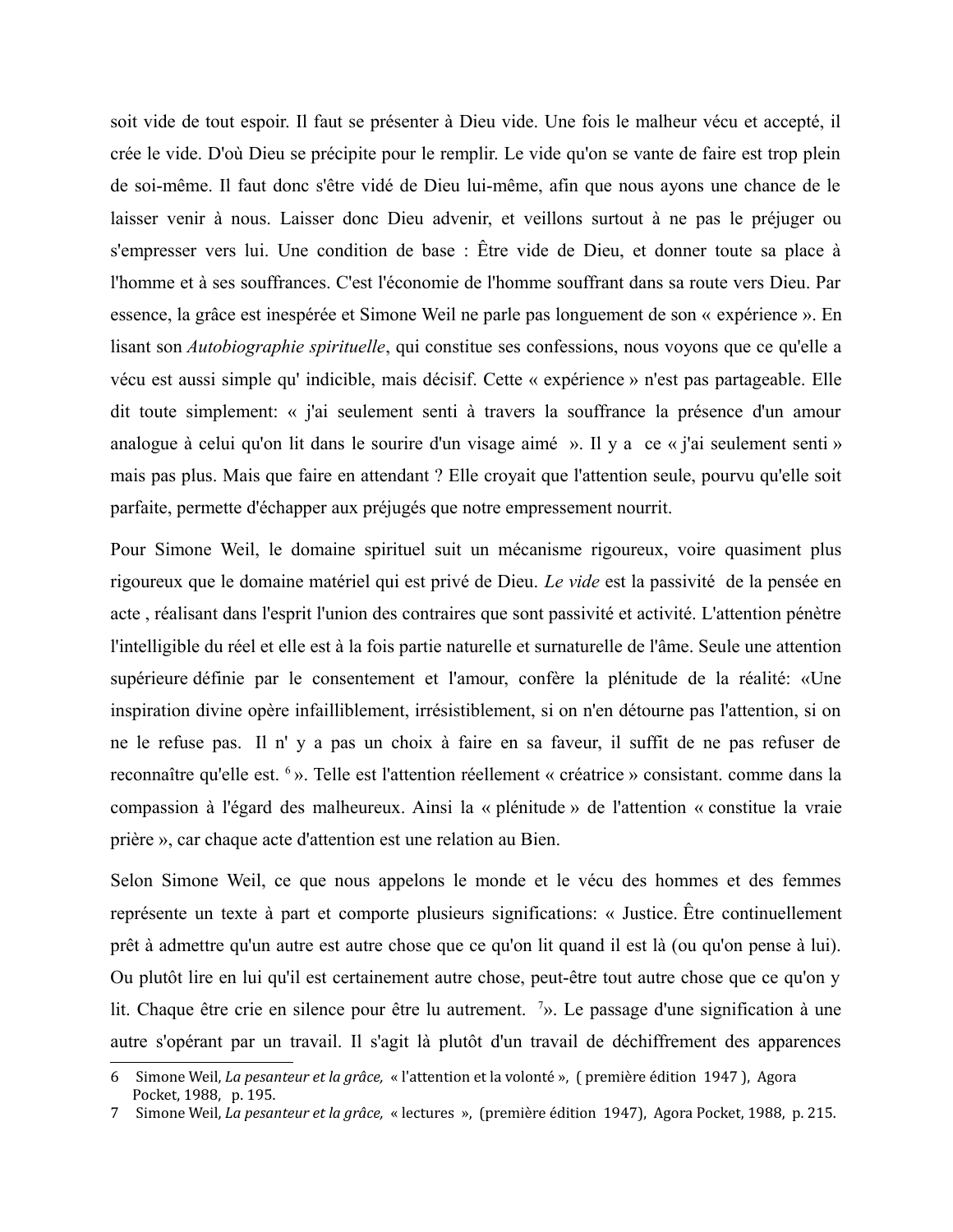soit vide de tout espoir. Il faut se présenter à Dieu vide. Une fois le malheur vécu et accepté, il crée le vide. D'où Dieu se précipite pour le remplir. Le vide qu'on se vante de faire est trop plein de soi-même. Il faut donc s'être vidé de Dieu lui-même, afin que nous ayons une chance de le laisser venir à nous. Laisser donc Dieu advenir, et veillons surtout à ne pas le préjuger ou s'empresser vers lui. Une condition de base : Être vide de Dieu, et donner toute sa place à l'homme et à ses souffrances. C'est l'économie de l'homme souffrant dans sa route vers Dieu. Par essence, la grâce est inespérée et Simone Weil ne parle pas longuement de son « expérience ». En lisant son *Autobiographie spirituelle*, qui constitue ses confessions, nous voyons que ce qu'elle a vécu est aussi simple qu' indicible, mais décisif. Cette « expérience » n'est pas partageable. Elle dit toute simplement: « j'ai seulement senti à travers la souffrance la présence d'un amour analogue à celui qu'on lit dans le sourire d'un visage aimé ». Il y a ce « j'ai seulement senti » mais pas plus. Mais que faire en attendant ? Elle croyait que l'attention seule, pourvu qu'elle soit parfaite, permette d'échapper aux préjugés que notre empressement nourrit.

Pour Simone Weil, le domaine spirituel suit un mécanisme rigoureux, voire quasiment plus rigoureux que le domaine matériel qui est privé de Dieu. *Le vide* est la passivité de la pensée en acte , réalisant dans l'esprit l'union des contraires que sont passivité et activité. L'attention pénètre l'intelligible du réel et elle est à la fois partie naturelle et surnaturelle de l'âme. Seule une attention supérieure définie par le consentement et l'amour, confère la plénitude de la réalité: «Une inspiration divine opère infailliblement, irrésistiblement, si on n'en détourne pas l'attention, si on ne le refuse pas. Il n' y a pas un choix à faire en sa faveur, il suffit de ne pas refuser de reconnaître qu'elle est. [6] ». Telle est l'attention réellement « créatrice » consistant. comme dans la compassion à l'égard des malheureux. Ainsi la « plénitude » de l'attention « constitue la vraie prière », car chaque acte d'attention est une relation au Bien.

Selon Simone Weil, ce que nous appelons le monde et le vécu des hommes et des femmes représente un texte à part et comporte plusieurs significations: « Justice. Être continuellement prêt à admettre qu'un autre est autre chose que ce qu'on lit quand il est là (ou qu'on pense à lui). Ou plutôt lire en lui qu'il est certainement autre chose, peut-être tout autre chose que ce qu'on y lit. Chaque être crie en silence pour être lu autrement. [7]». Le passage d'une signification à une autre s'opérant par un travail. Il s'agit là plutôt d'un travail de déchiffrement des apparences

---

6 Simone Weil, *La pesanteur et la grâce,* « l'attention et la volonté », ( première édition 1947 ), Agora Pocket, 1988, p. 195.

7 Simone Weil, *La pesanteur et la grâce,* « lectures », (première édition 1947), Agora Pocket, 1988, p. 215.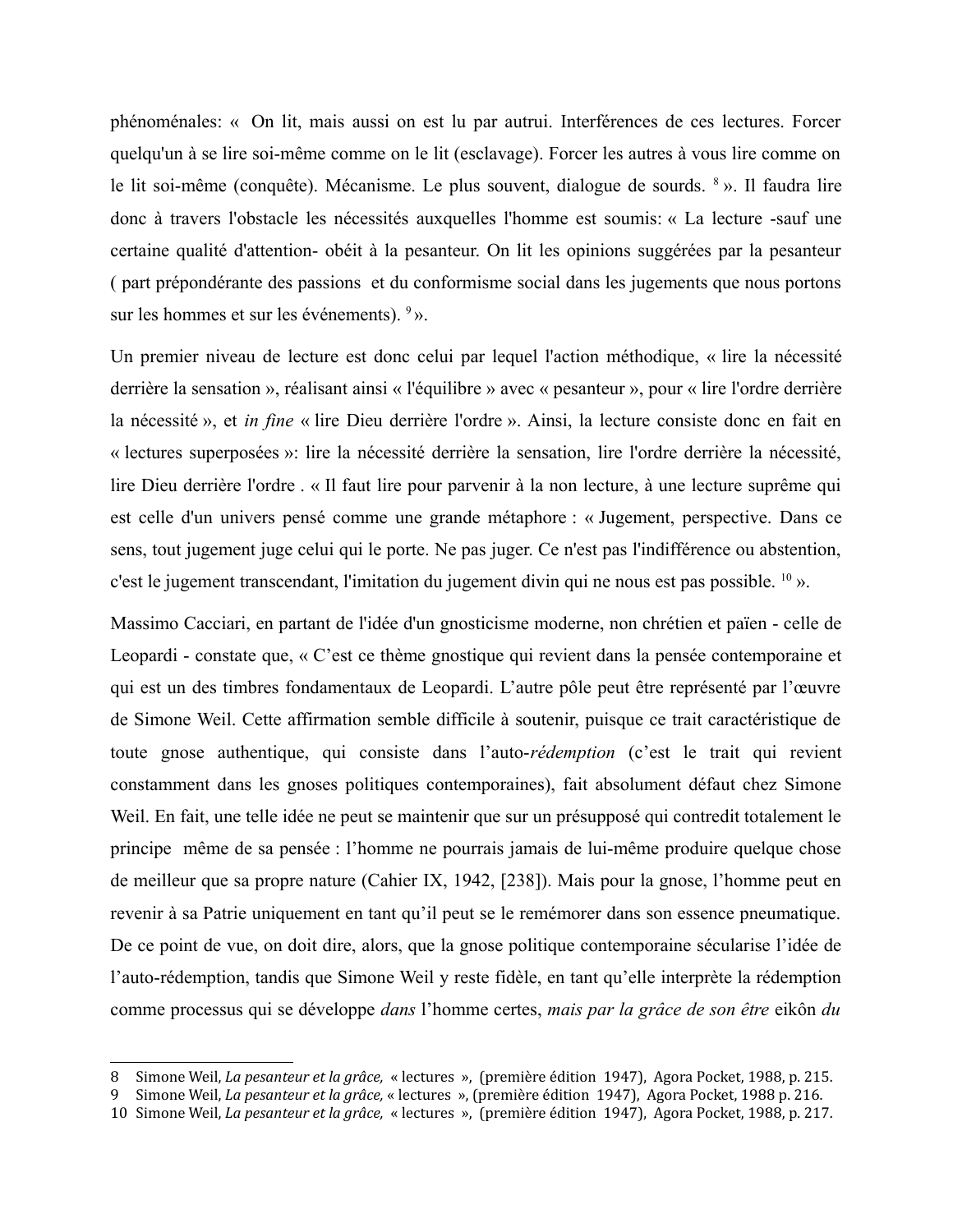phénoménales: «  On lit, mais aussi on est lu par autrui. Interférences de ces lectures. Forcer quelqu'un à se lire soi-même comme on le lit (esclavage). Forcer les autres à vous lire comme on le lit soi-même (conquête). Mécanisme. Le plus souvent, dialogue de sourds. [8] ». Il faudra lire donc à travers l'obstacle les nécessités auxquelles l'homme est soumis: « La lecture -sauf une certaine qualité d'attention- obéit à la pesanteur. On lit les opinions suggérées par la pesanteur ( part prépondérante des passions  et du conformisme social dans les jugements que nous portons sur les hommes et sur les événements). [9] ».

Un premier niveau de lecture est donc celui par lequel l'action méthodique, « lire la nécessité derrière la sensation », réalisant ainsi « l'équilibre » avec « pesanteur », pour « lire l'ordre derrière la nécessité », et *in fine* « lire Dieu derrière l'ordre ». Ainsi, la lecture consiste donc en fait en « lectures superposées »: lire la nécessité derrière la sensation, lire l'ordre derrière la nécessité, lire Dieu derrière l'ordre . « Il faut lire pour parvenir à la non lecture, à une lecture suprême qui est celle d'un univers pensé comme une grande métaphore : « Jugement, perspective. Dans ce sens, tout jugement juge celui qui le porte. Ne pas juger. Ce n'est pas l'indifférence ou abstention, c'est le jugement transcendant, l'imitation du jugement divin qui ne nous est pas possible. [10] ».

Massimo Cacciari, en partant de l'idée d'un gnosticisme moderne, non chrétien et païen - celle de Leopardi - constate que, « C'est ce thème gnostique qui revient dans la pensée contemporaine et qui est un des timbres fondamentaux de Leopardi. L'autre pôle peut être représenté par l'œuvre de Simone Weil. Cette affirmation semble difficile à soutenir, puisque ce trait caractéristique de toute gnose authentique, qui consiste dans l'auto-*rédemption* (c'est le trait qui revient constamment dans les gnoses politiques contemporaines), fait absolument défaut chez Simone Weil. En fait, une telle idée ne peut se maintenir que sur un présupposé qui contredit totalement le principe  même de sa pensée : l'homme ne pourrais jamais de lui-même produire quelque chose de meilleur que sa propre nature (Cahier IX, 1942, [238]). Mais pour la gnose, l'homme peut en revenir à sa Patrie uniquement en tant qu'il peut se le remémorer dans son essence pneumatique. De ce point de vue, on doit dire, alors, que la gnose politique contemporaine sécularise l'idée de l'auto-rédemption, tandis que Simone Weil y reste fidèle, en tant qu'elle interprète la rédemption comme processus qui se développe *dans* l'homme certes, *mais par la grâce de son être* eikôn *du*

---

8 Simone Weil, *La pesanteur et la grâce,* « lectures », (première édition 1947), Agora Pocket, 1988, p. 215.

9 Simone Weil, *La pesanteur et la grâce,* « lectures », (première édition 1947), Agora Pocket, 1988 p. 216.

10 Simone Weil, *La pesanteur et la grâce,* « lectures », (première édition 1947), Agora Pocket, 1988, p. 217.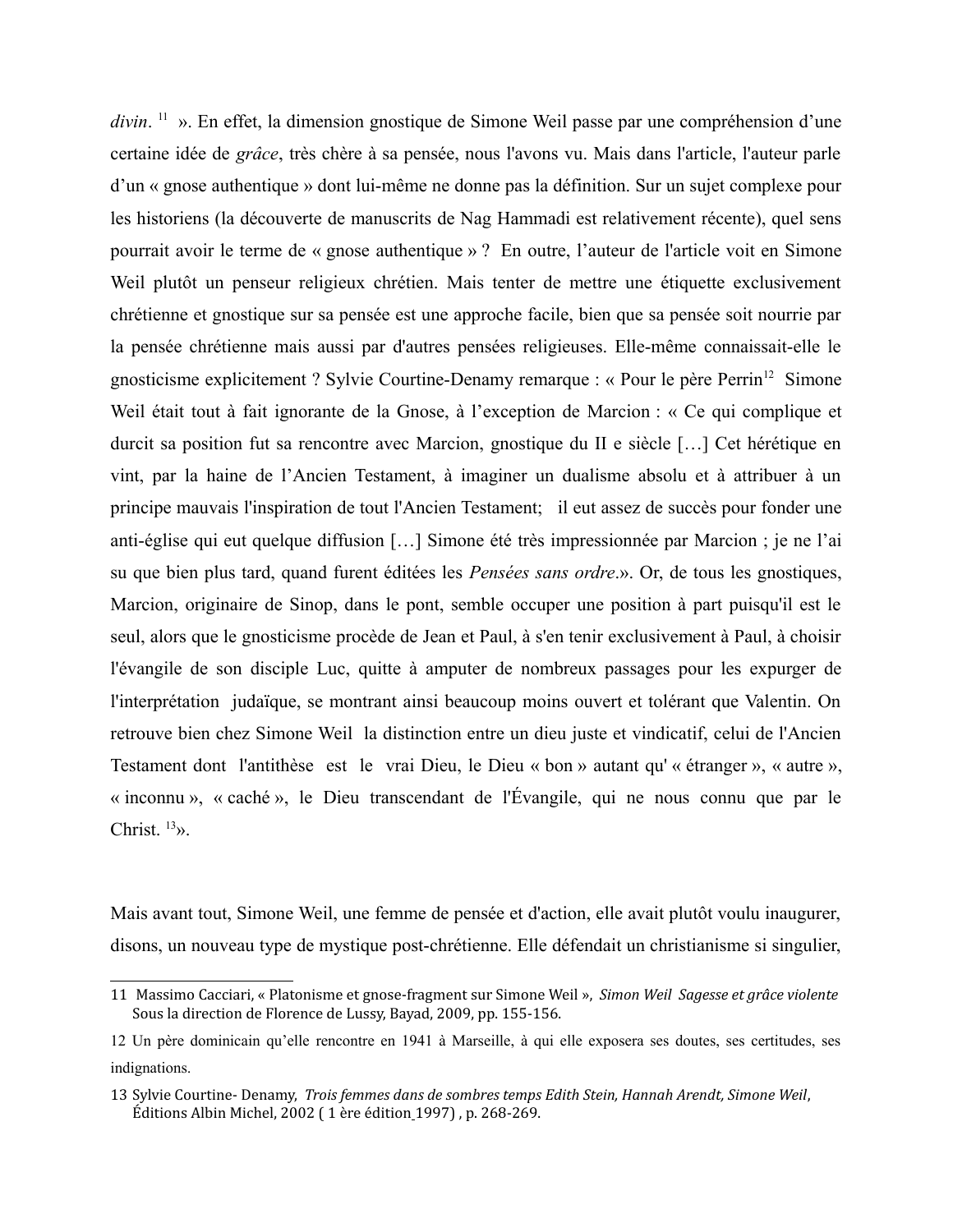*divin*. [11] ». En effet, la dimension gnostique de Simone Weil passe par une compréhension d'une certaine idée de *grâce*, très chère à sa pensée, nous l'avons vu. Mais dans l'article, l'auteur parle d'un « gnose authentique » dont lui-même ne donne pas la définition. Sur un sujet complexe pour les historiens (la découverte de manuscrits de Nag Hammadi est relativement récente), quel sens pourrait avoir le terme de « gnose authentique » ? En outre, l'auteur de l'article voit en Simone Weil plutôt un penseur religieux chrétien. Mais tenter de mettre une étiquette exclusivement chrétienne et gnostique sur sa pensée est une approche facile, bien que sa pensée soit nourrie par la pensée chrétienne mais aussi par d'autres pensées religieuses. Elle-même connaissait-elle le gnosticisme explicitement ? Sylvie Courtine-Denamy remarque : « Pour le père Perrin[12] Simone Weil était tout à fait ignorante de la Gnose, à l'exception de Marcion : « Ce qui complique et durcit sa position fut sa rencontre avec Marcion, gnostique du II e siècle […] Cet hérétique en vint, par la haine de l'Ancien Testament, à imaginer un dualisme absolu et à attribuer à un principe mauvais l'inspiration de tout l'Ancien Testament; il eut assez de succès pour fonder une anti-église qui eut quelque diffusion […] Simone été très impressionnée par Marcion ; je ne l'ai su que bien plus tard, quand furent éditées les *Pensées sans ordre*.». Or, de tous les gnostiques, Marcion, originaire de Sinop, dans le pont, semble occuper une position à part puisqu'il est le seul, alors que le gnosticisme procède de Jean et Paul, à s'en tenir exclusivement à Paul, à choisir l'évangile de son disciple Luc, quitte à amputer de nombreux passages pour les expurger de l'interprétation judaïque, se montrant ainsi beaucoup moins ouvert et tolérant que Valentin. On retrouve bien chez Simone Weil la distinction entre un dieu juste et vindicatif, celui de l'Ancien Testament dont l'antithèse est le vrai Dieu, le Dieu « bon » autant qu' « étranger », « autre », « inconnu », « caché », le Dieu transcendant de l'Évangile, qui ne nous connu que par le Christ. [13]».

Mais avant tout, Simone Weil, une femme de pensée et d'action, elle avait plutôt voulu inaugurer, disons, un nouveau type de mystique post-chrétienne. Elle défendait un christianisme si singulier,

---

11 Massimo Cacciari, « Platonisme et gnose-fragment sur Simone Weil », *Simon Weil Sagesse et grâce violente* Sous la direction de Florence de Lussy, Bayad, 2009, pp. 155-156.

12 Un père dominicain qu'elle rencontre en 1941 à Marseille, à qui elle exposera ses doutes, ses certitudes, ses indignations.

13 Sylvie Courtine- Denamy, *Trois femmes dans de sombres temps Edith Stein, Hannah Arendt, Simone Weil*, Éditions Albin Michel, 2002 ( 1 ère édition 1997) , p. 268-269.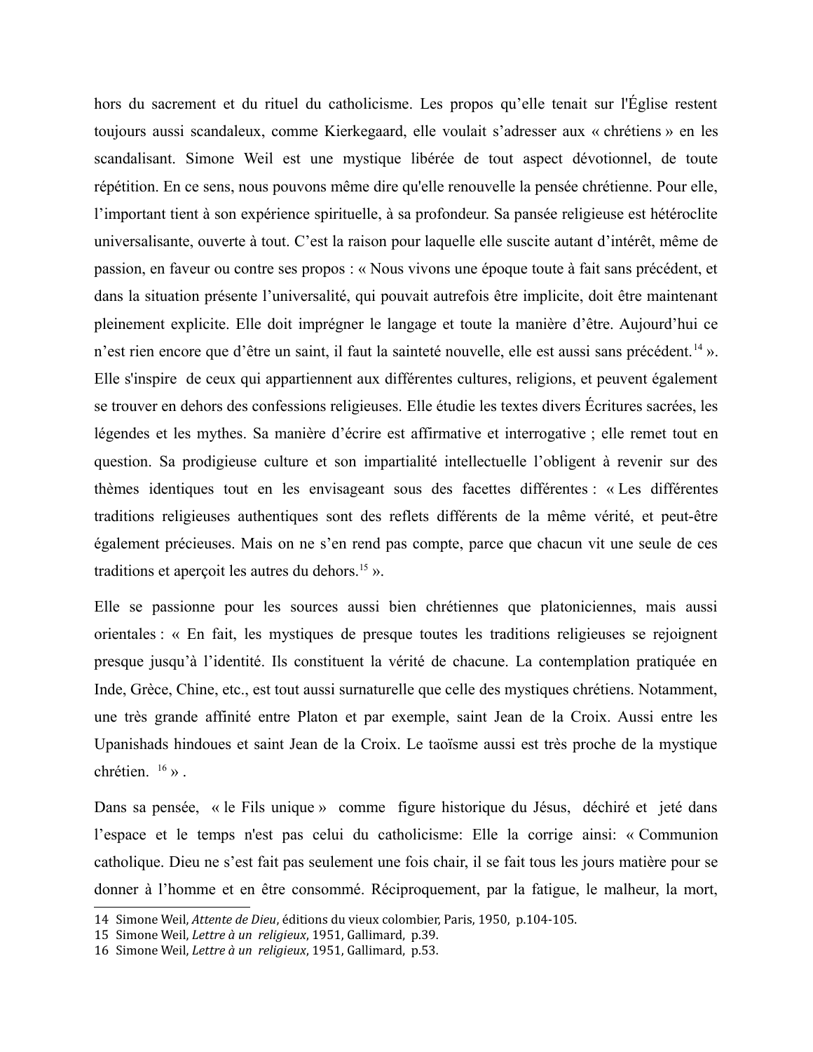hors du sacrement et du rituel du catholicisme. Les propos qu'elle tenait sur l'Église restent toujours aussi scandaleux, comme Kierkegaard, elle voulait s'adresser aux « chrétiens » en les scandalisant. Simone Weil est une mystique libérée de tout aspect dévotionnel, de toute répétition. En ce sens, nous pouvons même dire qu'elle renouvelle la pensée chrétienne. Pour elle, l'important tient à son expérience spirituelle, à sa profondeur. Sa pansée religieuse est hétéroclite universalisante, ouverte à tout. C'est la raison pour laquelle elle suscite autant d'intérêt, même de passion, en faveur ou contre ses propos : « Nous vivons une époque toute à fait sans précédent, et dans la situation présente l'universalité, qui pouvait autrefois être implicite, doit être maintenant pleinement explicite. Elle doit imprégner le langage et toute la manière d'être. Aujourd'hui ce n'est rien encore que d'être un saint, il faut la sainteté nouvelle, elle est aussi sans précédent.[14] ». Elle s'inspire de ceux qui appartiennent aux différentes cultures, religions, et peuvent également se trouver en dehors des confessions religieuses. Elle étudie les textes divers Écritures sacrées, les légendes et les mythes. Sa manière d'écrire est affirmative et interrogative ; elle remet tout en question. Sa prodigieuse culture et son impartialité intellectuelle l'obligent à revenir sur des thèmes identiques tout en les envisageant sous des facettes différentes : « Les différentes traditions religieuses authentiques sont des reflets différents de la même vérité, et peut-être également précieuses. Mais on ne s'en rend pas compte, parce que chacun vit une seule de ces traditions et aperçoit les autres du dehors.[15] ».

Elle se passionne pour les sources aussi bien chrétiennes que platoniciennes, mais aussi orientales : « En fait, les mystiques de presque toutes les traditions religieuses se rejoignent presque jusqu'à l'identité. Ils constituent la vérité de chacune. La contemplation pratiquée en Inde, Grèce, Chine, etc., est tout aussi surnaturelle que celle des mystiques chrétiens. Notamment, une très grande affinité entre Platon et par exemple, saint Jean de la Croix. Aussi entre les Upanishads hindoues et saint Jean de la Croix. Le taoïsme aussi est très proche de la mystique chrétien. [16] » .

Dans sa pensée, « le Fils unique » comme figure historique du Jésus, déchiré et jeté dans l'espace et le temps n'est pas celui du catholicisme: Elle la corrige ainsi: « Communion catholique. Dieu ne s'est fait pas seulement une fois chair, il se fait tous les jours matière pour se donner à l'homme et en être consommé. Réciproquement, par la fatigue, le malheur, la mort,

---

14 Simone Weil, *Attente de Dieu*, éditions du vieux colombier, Paris, 1950, p.104-105.

15 Simone Weil, *Lettre à un religieux*, 1951, Gallimard, p.39.

16 Simone Weil, *Lettre à un religieux*, 1951, Gallimard, p.53.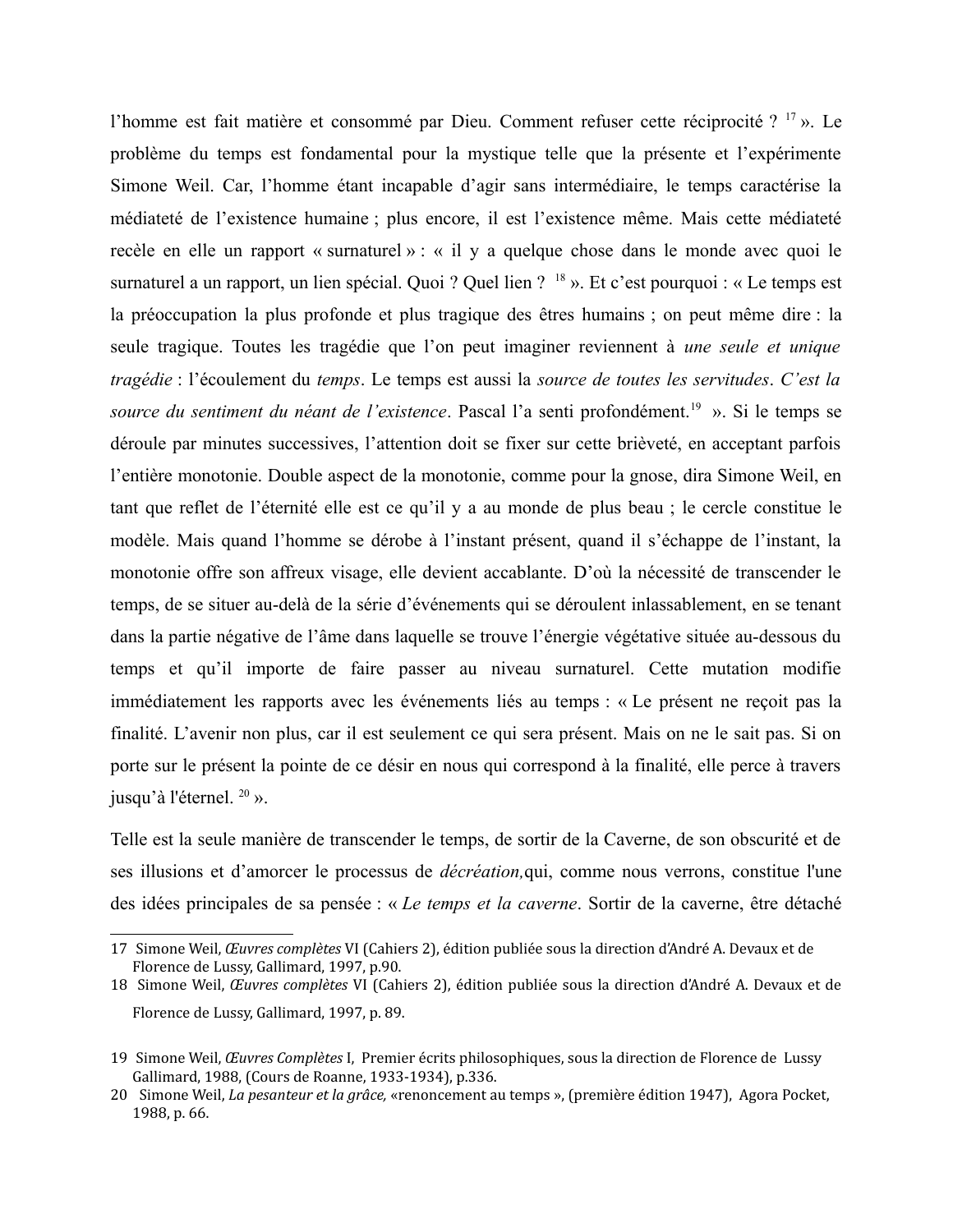l'homme est fait matière et consommé par Dieu. Comment refuser cette réciprocité ? [17] ». Le problème du temps est fondamental pour la mystique telle que la présente et l'expérimente Simone Weil. Car, l'homme étant incapable d'agir sans intermédiaire, le temps caractérise la médiateté de l'existence humaine ; plus encore, il est l'existence même. Mais cette médiateté recèle en elle un rapport « surnaturel » : « il y a quelque chose dans le monde avec quoi le surnaturel a un rapport, un lien spécial. Quoi ? Quel lien ? [18] ». Et c'est pourquoi : « Le temps est la préoccupation la plus profonde et plus tragique des êtres humains ; on peut même dire : la seule tragique. Toutes les tragédie que l'on peut imaginer reviennent à *une seule et unique tragédie* : l'écoulement du *temps*. Le temps est aussi la *source de toutes les servitudes*. *C'est la source du sentiment du néant de l'existence*. Pascal l'a senti profondément.[19] ». Si le temps se déroule par minutes successives, l'attention doit se fixer sur cette brièveté, en acceptant parfois l'entière monotonie. Double aspect de la monotonie, comme pour la gnose, dira Simone Weil, en tant que reflet de l'éternité elle est ce qu'il y a au monde de plus beau ; le cercle constitue le modèle. Mais quand l'homme se dérobe à l'instant présent, quand il s'échappe de l'instant, la monotonie offre son affreux visage, elle devient accablante. D'où la nécessité de transcender le temps, de se situer au-delà de la série d'événements qui se déroulent inlassablement, en se tenant dans la partie négative de l'âme dans laquelle se trouve l'énergie végétative située au-dessous du temps et qu'il importe de faire passer au niveau surnaturel. Cette mutation modifie immédiatement les rapports avec les événements liés au temps : « Le présent ne reçoit pas la finalité. L'avenir non plus, car il est seulement ce qui sera présent. Mais on ne le sait pas. Si on porte sur le présent la pointe de ce désir en nous qui correspond à la finalité, elle perce à travers jusqu'à l'éternel. [20] ».

Telle est la seule manière de transcender le temps, de sortir de la Caverne, de son obscurité et de ses illusions et d'amorcer le processus de *décréation,*qui, comme nous verrons, constitue l'une des idées principales de sa pensée : « *Le temps et la caverne*. Sortir de la caverne, être détaché

---

17 Simone Weil, *Œuvres complètes* VI (Cahiers 2), édition publiée sous la direction d'André A. Devaux et de Florence de Lussy, Gallimard, 1997, p.90.

18 Simone Weil, *Œuvres complètes* VI (Cahiers 2), édition publiée sous la direction d'André A. Devaux et de Florence de Lussy, Gallimard, 1997, p. 89.

19 Simone Weil, *Œuvres Complètes* I, Premier écrits philosophiques, sous la direction de Florence de Lussy Gallimard, 1988, (Cours de Roanne, 1933-1934), p.336.

20 Simone Weil, *La pesanteur et la grâce,* «renoncement au temps », (première édition 1947), Agora Pocket, 1988, p. 66.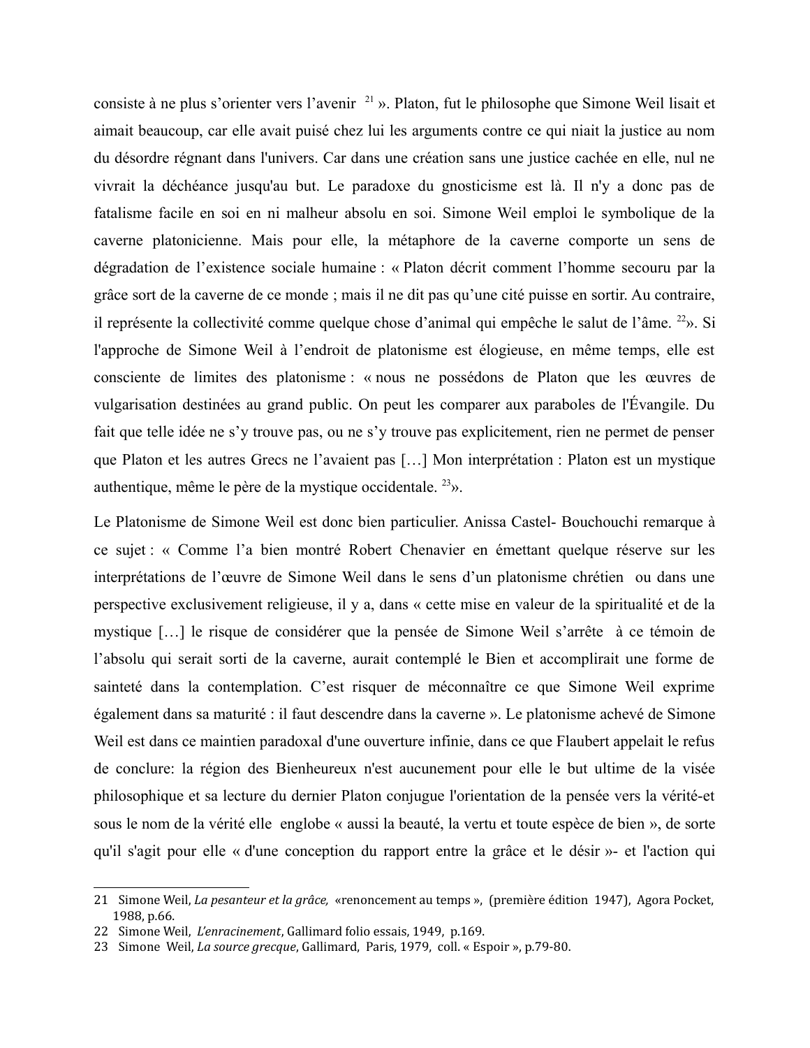consiste à ne plus s'orienter vers l'avenir [21] ». Platon, fut le philosophe que Simone Weil lisait et aimait beaucoup, car elle avait puisé chez lui les arguments contre ce qui niait la justice au nom du désordre régnant dans l'univers. Car dans une création sans une justice cachée en elle, nul ne vivrait la déchéance jusqu'au but. Le paradoxe du gnosticisme est là. Il n'y a donc pas de fatalisme facile en soi en ni malheur absolu en soi. Simone Weil emploi le symbolique de la caverne platonicienne. Mais pour elle, la métaphore de la caverne comporte un sens de dégradation de l'existence sociale humaine : « Platon décrit comment l'homme secouru par la grâce sort de la caverne de ce monde ; mais il ne dit pas qu'une cité puisse en sortir. Au contraire, il représente la collectivité comme quelque chose d'animal qui empêche le salut de l'âme. [22]». Si l'approche de Simone Weil à l'endroit de platonisme est élogieuse, en même temps, elle est consciente de limites des platonisme : « nous ne possédons de Platon que les œuvres de vulgarisation destinées au grand public. On peut les comparer aux paraboles de l'Évangile. Du fait que telle idée ne s'y trouve pas, ou ne s'y trouve pas explicitement, rien ne permet de penser que Platon et les autres Grecs ne l'avaient pas […] Mon interprétation : Platon est un mystique authentique, même le père de la mystique occidentale. [23]».

Le Platonisme de Simone Weil est donc bien particulier. Anissa Castel- Bouchouchi remarque à ce sujet : « Comme l'a bien montré Robert Chenavier en émettant quelque réserve sur les interprétations de l'œuvre de Simone Weil dans le sens d'un platonisme chrétien ou dans une perspective exclusivement religieuse, il y a, dans « cette mise en valeur de la spiritualité et de la mystique […] le risque de considérer que la pensée de Simone Weil s'arrête à ce témoin de l'absolu qui serait sorti de la caverne, aurait contemplé le Bien et accomplirait une forme de sainteté dans la contemplation. C'est risquer de méconnaître ce que Simone Weil exprime également dans sa maturité : il faut descendre dans la caverne ». Le platonisme achevé de Simone Weil est dans ce maintien paradoxal d'une ouverture infinie, dans ce que Flaubert appelait le refus de conclure: la région des Bienheureux n'est aucunement pour elle le but ultime de la visée philosophique et sa lecture du dernier Platon conjugue l'orientation de la pensée vers la vérité-et sous le nom de la vérité elle englobe « aussi la beauté, la vertu et toute espèce de bien », de sorte qu'il s'agit pour elle « d'une conception du rapport entre la grâce et le désir »- et l'action qui

---

21 Simone Weil, *La pesanteur et la grâce*, «renoncement au temps », (première édition 1947), Agora Pocket, 1988, p.66.

22 Simone Weil, *L'enracinement*, Gallimard folio essais, 1949, p.169.

23 Simone Weil, *La source grecque*, Gallimard, Paris, 1979, coll. « Espoir », p.79-80.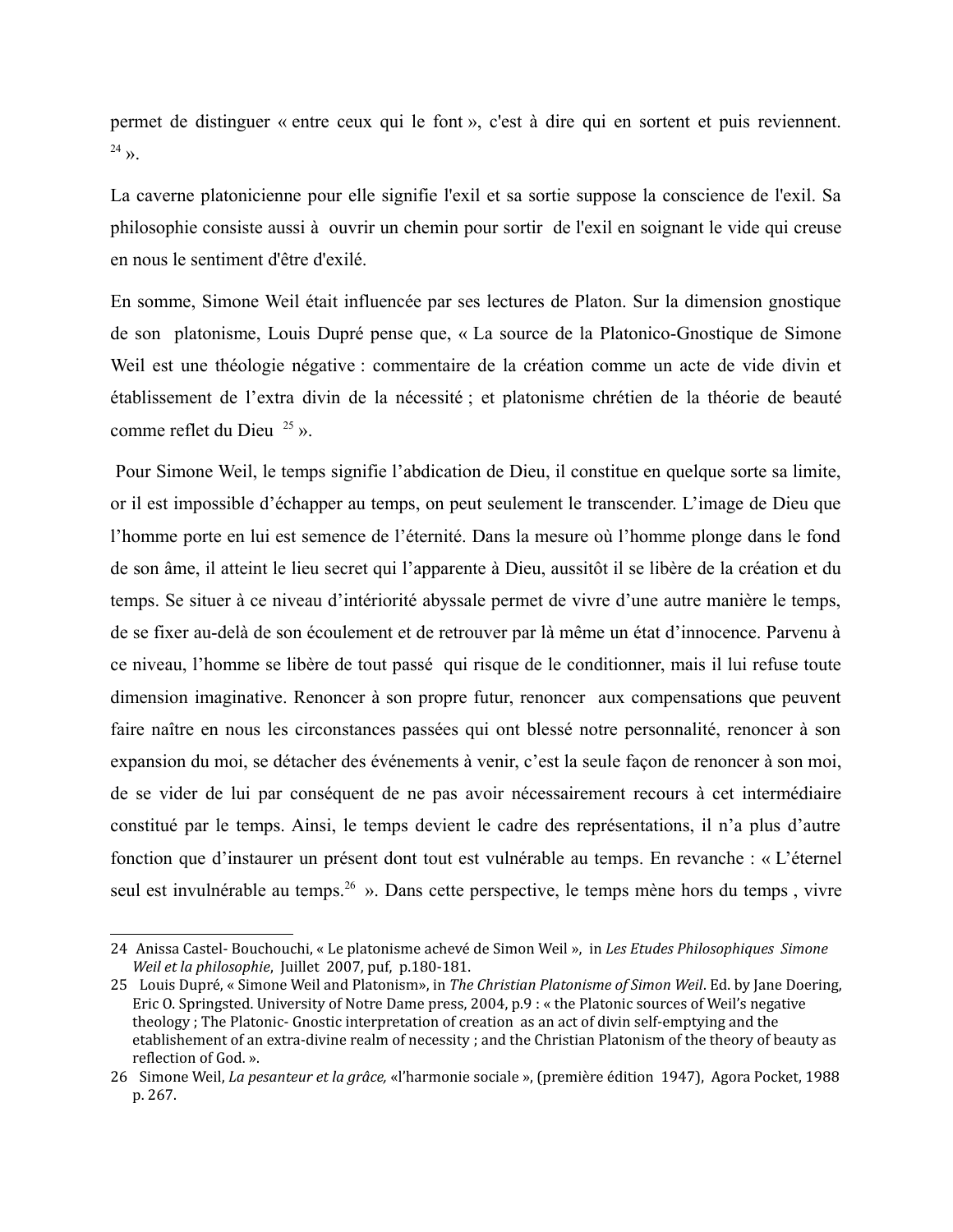permet de distinguer « entre ceux qui le font », c'est à dire qui en sortent et puis reviennent. [24] ».

La caverne platonicienne pour elle signifie l'exil et sa sortie suppose la conscience de l'exil. Sa philosophie consiste aussi à ouvrir un chemin pour sortir de l'exil en soignant le vide qui creuse en nous le sentiment d'être d'exilé.

En somme, Simone Weil était influencée par ses lectures de Platon. Sur la dimension gnostique de son platonisme, Louis Dupré pense que, « La source de la Platonico-Gnostique de Simone Weil est une théologie négative : commentaire de la création comme un acte de vide divin et établissement de l'extra divin de la nécessité ; et platonisme chrétien de la théorie de beauté comme reflet du Dieu [25] ».

Pour Simone Weil, le temps signifie l'abdication de Dieu, il constitue en quelque sorte sa limite, or il est impossible d'échapper au temps, on peut seulement le transcender. L'image de Dieu que l'homme porte en lui est semence de l'éternité. Dans la mesure où l'homme plonge dans le fond de son âme, il atteint le lieu secret qui l'apparente à Dieu, aussitôt il se libère de la création et du temps. Se situer à ce niveau d'intériorité abyssale permet de vivre d'une autre manière le temps, de se fixer au-delà de son écoulement et de retrouver par là même un état d'innocence. Parvenu à ce niveau, l'homme se libère de tout passé qui risque de le conditionner, mais il lui refuse toute dimension imaginative. Renoncer à son propre futur, renoncer aux compensations que peuvent faire naître en nous les circonstances passées qui ont blessé notre personnalité, renoncer à son expansion du moi, se détacher des événements à venir, c'est la seule façon de renoncer à son moi, de se vider de lui par conséquent de ne pas avoir nécessairement recours à cet intermédiaire constitué par le temps. Ainsi, le temps devient le cadre des représentations, il n'a plus d'autre fonction que d'instaurer un présent dont tout est vulnérable au temps. En revanche : « L'éternel seul est invulnérable au temps.[26] ». Dans cette perspective, le temps mène hors du temps , vivre

---

24 Anissa Castel- Bouchouchi, « Le platonisme achevé de Simon Weil », in *Les Etudes Philosophiques Simone Weil et la philosophie*, Juillet 2007, puf, p.180-181.

25 Louis Dupré, « Simone Weil and Platonism», in *The Christian Platonisme of Simon Weil*. Ed. by Jane Doering, Eric O. Springsted. University of Notre Dame press, 2004, p.9 : « the Platonic sources of Weil's negative theology ; The Platonic- Gnostic interpretation of creation as an act of divin self-emptying and the etablishement of an extra-divine realm of necessity ; and the Christian Platonism of the theory of beauty as reflection of God. ».

26 Simone Weil, *La pesanteur et la grâce,* «l'harmonie sociale », (première édition 1947), Agora Pocket, 1988 p. 267.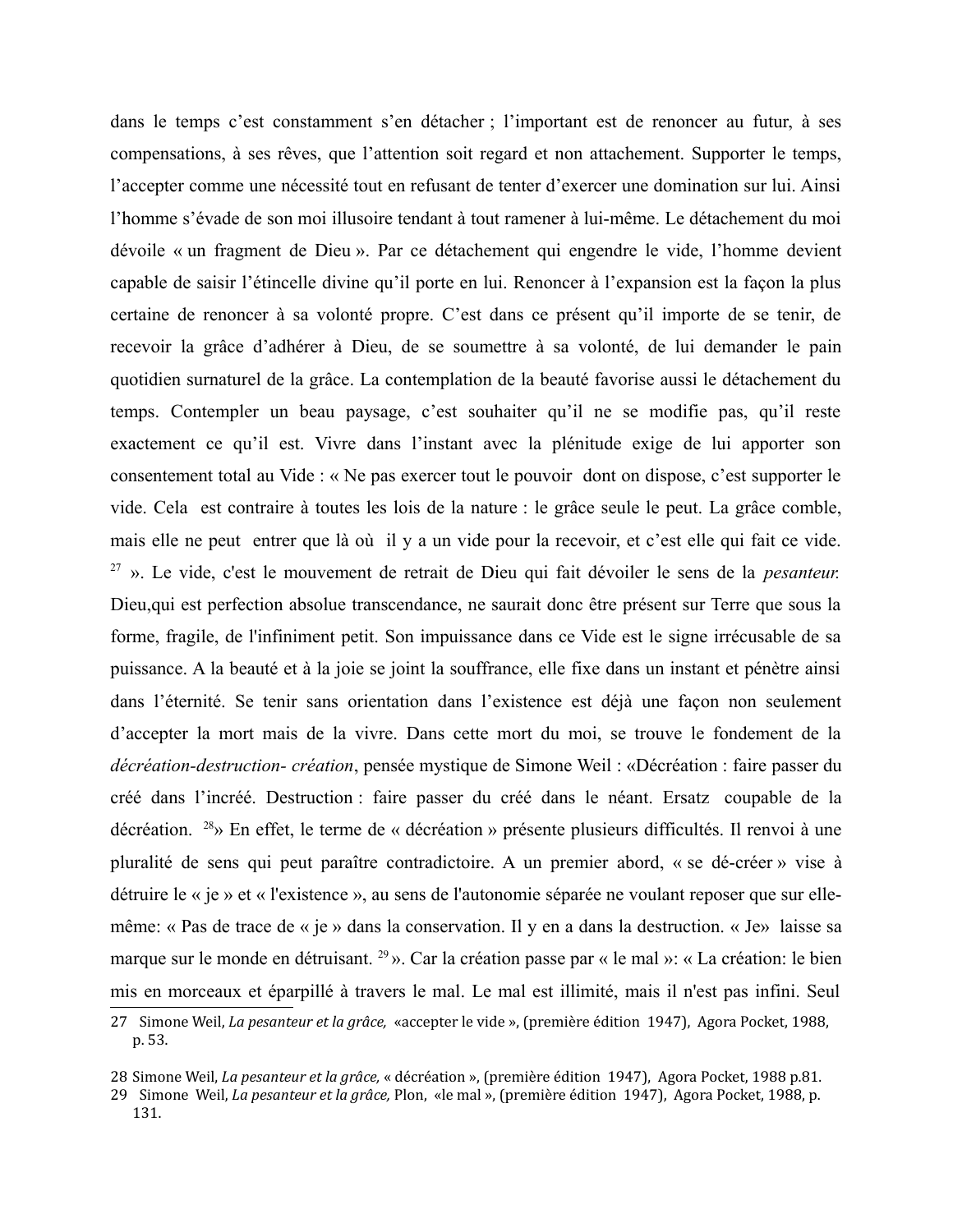dans le temps c'est constamment s'en détacher ; l'important est de renoncer au futur, à ses compensations, à ses rêves, que l'attention soit regard et non attachement. Supporter le temps, l'accepter comme une nécessité tout en refusant de tenter d'exercer une domination sur lui. Ainsi l'homme s'évade de son moi illusoire tendant à tout ramener à lui-même. Le détachement du moi dévoile « un fragment de Dieu ». Par ce détachement qui engendre le vide, l'homme devient capable de saisir l'étincelle divine qu'il porte en lui. Renoncer à l'expansion est la façon la plus certaine de renoncer à sa volonté propre. C'est dans ce présent qu'il importe de se tenir, de recevoir la grâce d'adhérer à Dieu, de se soumettre à sa volonté, de lui demander le pain quotidien surnaturel de la grâce. La contemplation de la beauté favorise aussi le détachement du temps. Contempler un beau paysage, c'est souhaiter qu'il ne se modifie pas, qu'il reste exactement ce qu'il est. Vivre dans l'instant avec la plénitude exige de lui apporter son consentement total au Vide : « Ne pas exercer tout le pouvoir dont on dispose, c'est supporter le vide. Cela est contraire à toutes les lois de la nature : le grâce seule le peut. La grâce comble, mais elle ne peut entrer que là où il y a un vide pour la recevoir, et c'est elle qui fait ce vide. [27] ». Le vide, c'est le mouvement de retrait de Dieu qui fait dévoiler le sens de la *pesanteur.* Dieu,qui est perfection absolue transcendance, ne saurait donc être présent sur Terre que sous la forme, fragile, de l'infiniment petit. Son impuissance dans ce Vide est le signe irrécusable de sa puissance. A la beauté et à la joie se joint la souffrance, elle fixe dans un instant et pénètre ainsi dans l'éternité. Se tenir sans orientation dans l'existence est déjà une façon non seulement d'accepter la mort mais de la vivre. Dans cette mort du moi, se trouve le fondement de la *décréation-destruction- création*, pensée mystique de Simone Weil : «Décréation : faire passer du créé dans l'incréé. Destruction : faire passer du créé dans le néant. Ersatz coupable de la décréation. [28]» En effet, le terme de « décréation » présente plusieurs difficultés. Il renvoi à une pluralité de sens qui peut paraître contradictoire. A un premier abord, « se dé-créer » vise à détruire le « je » et « l'existence », au sens de l'autonomie séparée ne voulant reposer que sur elle-même: « Pas de trace de « je » dans la conservation. Il y en a dans la destruction. « Je» laisse sa marque sur le monde en détruisant. [29] ». Car la création passe par « le mal »: « La création: le bien mis en morceaux et éparpillé à travers le mal. Le mal est illimité, mais il n'est pas infini. Seul

---

27 Simone Weil, *La pesanteur et la grâce,* «accepter le vide », (première édition 1947), Agora Pocket, 1988, p. 53.

28 Simone Weil, *La pesanteur et la grâce,* « décréation », (première édition 1947), Agora Pocket, 1988 p.81.

29 Simone Weil, *La pesanteur et la grâce,* Plon, «le mal », (première édition 1947), Agora Pocket, 1988, p. 131.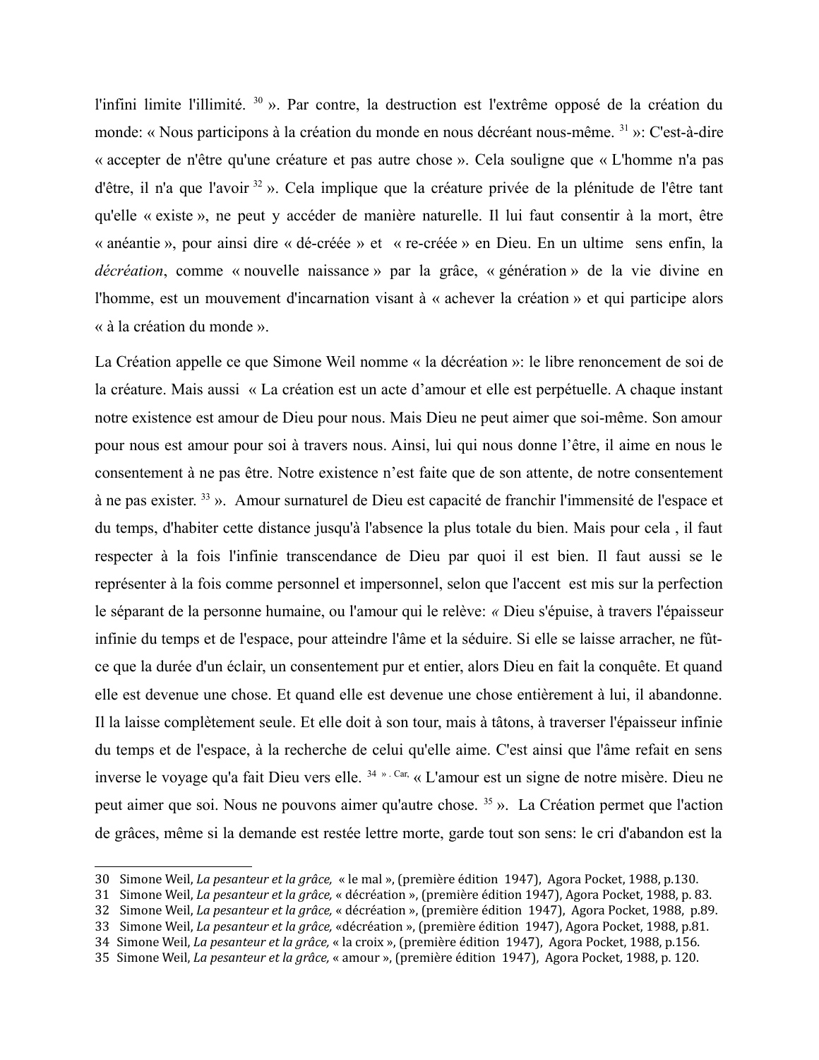l'infini limite l'illimité. [30] ». Par contre, la destruction est l'extrême opposé de la création du monde: « Nous participons à la création du monde en nous décréant nous-même. [31] »: C'est-à-dire « accepter de n'être qu'une créature et pas autre chose ». Cela souligne que « L'homme n'a pas d'être, il n'a que l'avoir [32] ». Cela implique que la créature privée de la plénitude de l'être tant qu'elle « existe », ne peut y accéder de manière naturelle. Il lui faut consentir à la mort, être « anéantie », pour ainsi dire « dé-créée » et « re-créée » en Dieu. En un ultime sens enfin, la *décréation*, comme « nouvelle naissance » par la grâce, « génération » de la vie divine en l'homme, est un mouvement d'incarnation visant à « achever la création » et qui participe alors « à la création du monde ».

La Création appelle ce que Simone Weil nomme « la décréation »: le libre renoncement de soi de la créature. Mais aussi « La création est un acte d'amour et elle est perpétuelle. A chaque instant notre existence est amour de Dieu pour nous. Mais Dieu ne peut aimer que soi-même. Son amour pour nous est amour pour soi à travers nous. Ainsi, lui qui nous donne l'être, il aime en nous le consentement à ne pas être. Notre existence n'est faite que de son attente, de notre consentement à ne pas exister. [33] ». Amour surnaturel de Dieu est capacité de franchir l'immensité de l'espace et du temps, d'habiter cette distance jusqu'à l'absence la plus totale du bien. Mais pour cela , il faut respecter à la fois l'infinie transcendance de Dieu par quoi il est bien. Il faut aussi se le représenter à la fois comme personnel et impersonnel, selon que l'accent est mis sur la perfection le séparant de la personne humaine, ou l'amour qui le relève: « Dieu s'épuise, à travers l'épaisseur infinie du temps et de l'espace, pour atteindre l'âme et la séduire. Si elle se laisse arracher, ne fût-ce que la durée d'un éclair, un consentement pur et entier, alors Dieu en fait la conquête. Et quand elle est devenue une chose. Et quand elle est devenue une chose entièrement à lui, il abandonne. Il la laisse complètement seule. Et elle doit à son tour, mais à tâtons, à traverser l'épaisseur infinie du temps et de l'espace, à la recherche de celui qu'elle aime. C'est ainsi que l'âme refait en sens inverse le voyage qu'a fait Dieu vers elle. [34] ». Car, « L'amour est un signe de notre misère. Dieu ne peut aimer que soi. Nous ne pouvons aimer qu'autre chose. [35] ». La Création permet que l'action de grâces, même si la demande est restée lettre morte, garde tout son sens: le cri d'abandon est la

---

30 Simone Weil, *La pesanteur et la grâce,* « le mal », (première édition 1947), Agora Pocket, 1988, p.130.
31 Simone Weil, *La pesanteur et la grâce,* « décréation », (première édition 1947), Agora Pocket, 1988, p. 83.
32 Simone Weil, *La pesanteur et la grâce,* « décréation », (première édition 1947), Agora Pocket, 1988, p.89.
33 Simone Weil, *La pesanteur et la grâce,* «décréation », (première édition 1947), Agora Pocket, 1988, p.81.
34 Simone Weil, *La pesanteur et la grâce,* « la croix », (première édition 1947), Agora Pocket, 1988, p.156.
35 Simone Weil, *La pesanteur et la grâce,* « amour », (première édition 1947), Agora Pocket, 1988, p. 120.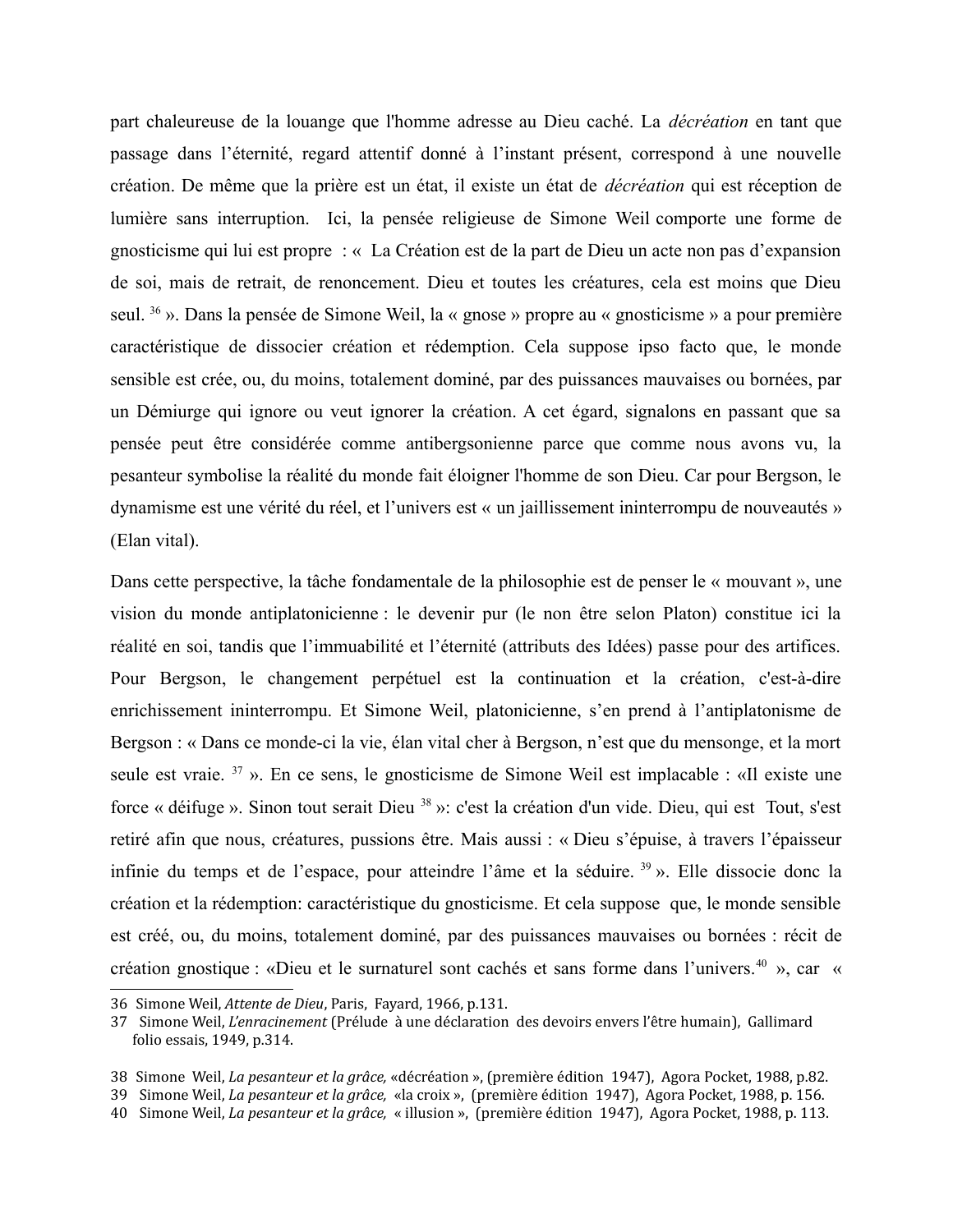part chaleureuse de la louange que l'homme adresse au Dieu caché. La *décréation* en tant que passage dans l'éternité, regard attentif donné à l'instant présent, correspond à une nouvelle création. De même que la prière est un état, il existe un état de *décréation* qui est réception de lumière sans interruption. Ici, la pensée religieuse de Simone Weil comporte une forme de gnosticisme qui lui est propre : « La Création est de la part de Dieu un acte non pas d'expansion de soi, mais de retrait, de renoncement. Dieu et toutes les créatures, cela est moins que Dieu seul. [36] ». Dans la pensée de Simone Weil, la « gnose » propre au « gnosticisme » a pour première caractéristique de dissocier création et rédemption. Cela suppose ipso facto que, le monde sensible est crée, ou, du moins, totalement dominé, par des puissances mauvaises ou bornées, par un Démiurge qui ignore ou veut ignorer la création. A cet égard, signalons en passant que sa pensée peut être considérée comme antibergsonienne parce que comme nous avons vu, la pesanteur symbolise la réalité du monde fait éloigner l'homme de son Dieu. Car pour Bergson, le dynamisme est une vérité du réel, et l'univers est « un jaillissement ininterrompu de nouveautés » (Elan vital).

Dans cette perspective, la tâche fondamentale de la philosophie est de penser le « mouvant », une vision du monde antiplatonicienne : le devenir pur (le non être selon Platon) constitue ici la réalité en soi, tandis que l'immuabilité et l'éternité (attributs des Idées) passe pour des artifices. Pour Bergson, le changement perpétuel est la continuation et la création, c'est-à-dire enrichissement ininterrompu. Et Simone Weil, platonicienne, s'en prend à l'antiplatonisme de Bergson : « Dans ce monde-ci la vie, élan vital cher à Bergson, n'est que du mensonge, et la mort seule est vraie. [37] ». En ce sens, le gnosticisme de Simone Weil est implacable : «Il existe une force « déifuge ». Sinon tout serait Dieu [38] »: c'est la création d'un vide. Dieu, qui est Tout, s'est retiré afin que nous, créatures, pussions être. Mais aussi : « Dieu s'épuise, à travers l'épaisseur infinie du temps et de l'espace, pour atteindre l'âme et la séduire. [39] ». Elle dissocie donc la création et la rédemption: caractéristique du gnosticisme. Et cela suppose que, le monde sensible est créé, ou, du moins, totalement dominé, par des puissances mauvaises ou bornées : récit de création gnostique : «Dieu et le surnaturel sont cachés et sans forme dans l'univers.[40] », car «

---

36 Simone Weil, *Attente de Dieu*, Paris, Fayard, 1966, p.131.

37 Simone Weil, *L'enracinement* (Prélude à une déclaration des devoirs envers l'être humain), Gallimard folio essais, 1949, p.314.

38 Simone Weil, *La pesanteur et la grâce,* «décréation », (première édition 1947), Agora Pocket, 1988, p.82.

39 Simone Weil, *La pesanteur et la grâce,* «la croix », (première édition 1947), Agora Pocket, 1988, p. 156.

40 Simone Weil, *La pesanteur et la grâce,* « illusion », (première édition 1947), Agora Pocket, 1988, p. 113.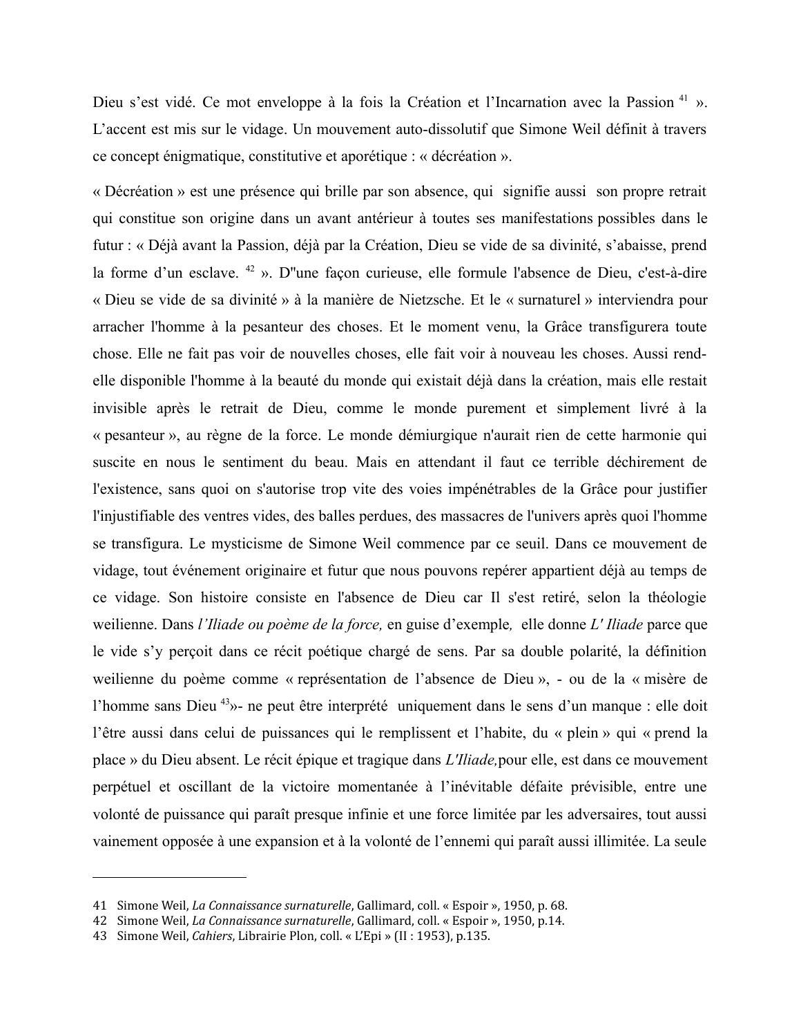Dieu s'est vidé. Ce mot enveloppe à la fois la Création et l'Incarnation avec la Passion [41] ». L'accent est mis sur le vidage. Un mouvement auto-dissolutif que Simone Weil définit à travers ce concept énigmatique, constitutive et aporétique : « décréation ».

« Décréation » est une présence qui brille par son absence, qui signifie aussi son propre retrait qui constitue son origine dans un avant antérieur à toutes ses manifestations possibles dans le futur : « Déjà avant la Passion, déjà par la Création, Dieu se vide de sa divinité, s'abaisse, prend la forme d'un esclave. [42] ». D"une façon curieuse, elle formule l'absence de Dieu, c'est-à-dire « Dieu se vide de sa divinité » à la manière de Nietzsche. Et le « surnaturel » interviendra pour arracher l'homme à la pesanteur des choses. Et le moment venu, la Grâce transfigurera toute chose. Elle ne fait pas voir de nouvelles choses, elle fait voir à nouveau les choses. Aussi rend-elle disponible l'homme à la beauté du monde qui existait déjà dans la création, mais elle restait invisible après le retrait de Dieu, comme le monde purement et simplement livré à la « pesanteur », au règne de la force. Le monde démiurgique n'aurait rien de cette harmonie qui suscite en nous le sentiment du beau. Mais en attendant il faut ce terrible déchirement de l'existence, sans quoi on s'autorise trop vite des voies impénétrables de la Grâce pour justifier l'injustifiable des ventres vides, des balles perdues, des massacres de l'univers après quoi l'homme se transfigura. Le mysticisme de Simone Weil commence par ce seuil. Dans ce mouvement de vidage, tout événement originaire et futur que nous pouvons repérer appartient déjà au temps de ce vidage. Son histoire consiste en l'absence de Dieu car Il s'est retiré, selon la théologie weilienne. Dans *l'Iliade ou poème de la force,* en guise d'exemple, elle donne *L' Iliade* parce que le vide s'y perçoit dans ce récit poétique chargé de sens. Par sa double polarité, la définition weilienne du poème comme « représentation de l'absence de Dieu », - ou de la « misère de l'homme sans Dieu [43]»- ne peut être interprété uniquement dans le sens d'un manque : elle doit l'être aussi dans celui de puissances qui le remplissent et l'habite, du « plein » qui « prend la place » du Dieu absent. Le récit épique et tragique dans *L'Iliade,*pour elle, est dans ce mouvement perpétuel et oscillant de la victoire momentanée à l'inévitable défaite prévisible, entre une volonté de puissance qui paraît presque infinie et une force limitée par les adversaires, tout aussi vainement opposée à une expansion et à la volonté de l'ennemi qui paraît aussi illimitée. La seule

---

41 Simone Weil, *La Connaissance surnaturelle*, Gallimard, coll. « Espoir », 1950, p. 68.

42 Simone Weil, *La Connaissance surnaturelle*, Gallimard, coll. « Espoir », 1950, p.14.

43 Simone Weil, *Cahiers*, Librairie Plon, coll. « L'Epi » (II : 1953), p.135.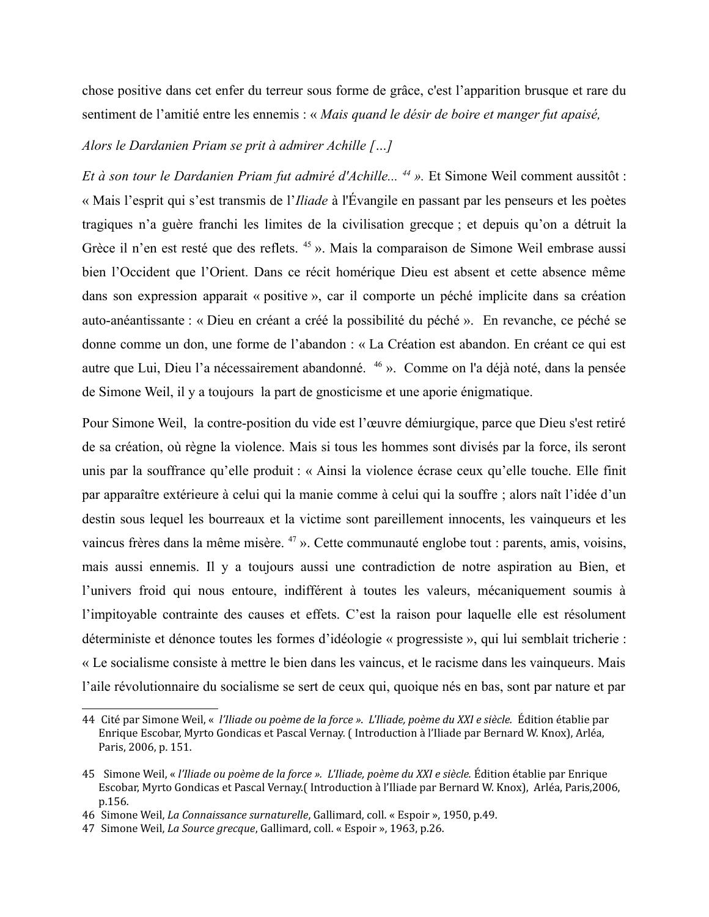chose positive dans cet enfer du terreur sous forme de grâce, c'est l'apparition brusque et rare du sentiment de l'amitié entre les ennemis : « *Mais quand le désir de boire et manger fut apaisé,*

*Alors le Dardanien Priam se prit à admirer Achille […]*

*Et à son tour le Dardanien Priam fut admiré d'Achille...* [44] *».* Et Simone Weil comment aussitôt : « Mais l'esprit qui s'est transmis de l'*Iliade* à l'Évangile en passant par les penseurs et les poètes tragiques n'a guère franchi les limites de la civilisation grecque ; et depuis qu'on a détruit la Grèce il n'en est resté que des reflets. [45] ». Mais la comparaison de Simone Weil embrase aussi bien l'Occident que l'Orient. Dans ce récit homérique Dieu est absent et cette absence même dans son expression apparait « positive », car il comporte un péché implicite dans sa création auto-anéantissante : « Dieu en créant a créé la possibilité du péché ». En revanche, ce péché se donne comme un don, une forme de l'abandon : « La Création est abandon. En créant ce qui est autre que Lui, Dieu l'a nécessairement abandonné. [46] ». Comme on l'a déjà noté, dans la pensée de Simone Weil, il y a toujours la part de gnosticisme et une aporie énigmatique.

Pour Simone Weil, la contre-position du vide est l'œuvre démiurgique, parce que Dieu s'est retiré de sa création, où règne la violence. Mais si tous les hommes sont divisés par la force, ils seront unis par la souffrance qu'elle produit : « Ainsi la violence écrase ceux qu'elle touche. Elle finit par apparaître extérieure à celui qui la manie comme à celui qui la souffre ; alors naît l'idée d'un destin sous lequel les bourreaux et la victime sont pareillement innocents, les vainqueurs et les vaincus frères dans la même misère. [47] ». Cette communauté englobe tout : parents, amis, voisins, mais aussi ennemis. Il y a toujours aussi une contradiction de notre aspiration au Bien, et l'univers froid qui nous entoure, indifférent à toutes les valeurs, mécaniquement soumis à l'impitoyable contrainte des causes et effets. C'est la raison pour laquelle elle est résolument déterministe et dénonce toutes les formes d'idéologie « progressiste », qui lui semblait tricherie : « Le socialisme consiste à mettre le bien dans les vaincus, et le racisme dans les vainqueurs. Mais l'aile révolutionnaire du socialisme se sert de ceux qui, quoique nés en bas, sont par nature et par

---

44 Cité par Simone Weil, « *l'Iliade ou poème de la force ». L'Iliade, poème du XXI e siècle.* Édition établie par Enrique Escobar, Myrto Gondicas et Pascal Vernay. ( Introduction à l'Iliade par Bernard W. Knox), Arléa, Paris, 2006, p. 151.

45 Simone Weil, « *l'Iliade ou poème de la force ». L'Iliade, poème du XXI e siècle.* Édition établie par Enrique Escobar, Myrto Gondicas et Pascal Vernay.( Introduction à l'Iliade par Bernard W. Knox), Arléa, Paris,2006, p.156.

46 Simone Weil, *La Connaissance surnaturelle*, Gallimard, coll. « Espoir », 1950, p.49.

47 Simone Weil, *La Source grecque*, Gallimard, coll. « Espoir », 1963, p.26.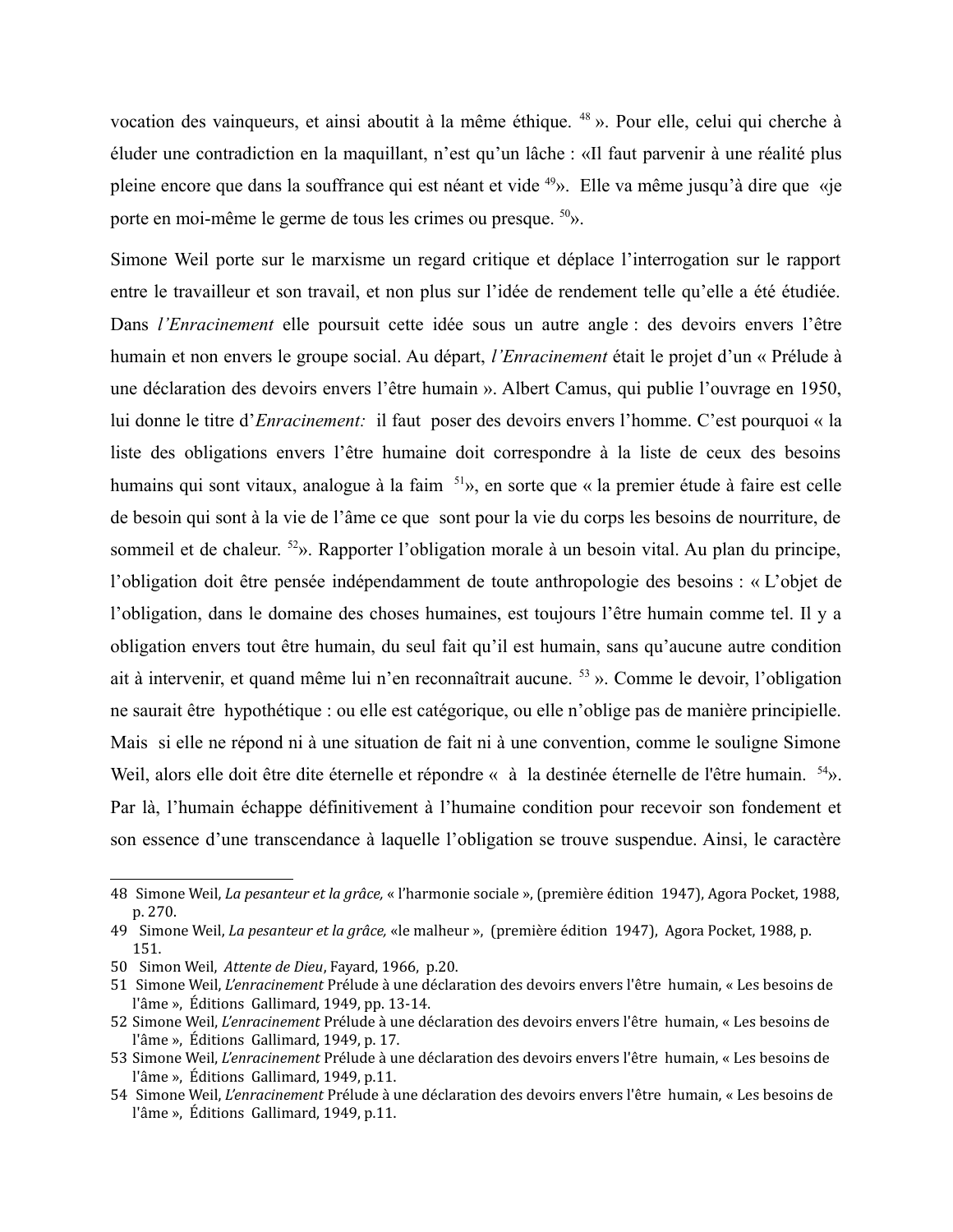vocation des vainqueurs, et ainsi aboutit à la même éthique. [48] ». Pour elle, celui qui cherche à éluder une contradiction en la maquillant, n'est qu'un lâche : «Il faut parvenir à une réalité plus pleine encore que dans la souffrance qui est néant et vide [49]». Elle va même jusqu'à dire que «je porte en moi-même le germe de tous les crimes ou presque. [50]».

Simone Weil porte sur le marxisme un regard critique et déplace l'interrogation sur le rapport entre le travailleur et son travail, et non plus sur l'idée de rendement telle qu'elle a été étudiée. Dans *l'Enracinement* elle poursuit cette idée sous un autre angle : des devoirs envers l'être humain et non envers le groupe social. Au départ, *l'Enracinement* était le projet d'un « Prélude à une déclaration des devoirs envers l'être humain ». Albert Camus, qui publie l'ouvrage en 1950, lui donne le titre d'*Enracinement:* il faut poser des devoirs envers l'homme. C'est pourquoi « la liste des obligations envers l'être humaine doit correspondre à la liste de ceux des besoins humains qui sont vitaux, analogue à la faim [51]», en sorte que « la premier étude à faire est celle de besoin qui sont à la vie de l'âme ce que sont pour la vie du corps les besoins de nourriture, de sommeil et de chaleur. [52]». Rapporter l'obligation morale à un besoin vital. Au plan du principe, l'obligation doit être pensée indépendamment de toute anthropologie des besoins : « L'objet de l'obligation, dans le domaine des choses humaines, est toujours l'être humain comme tel. Il y a obligation envers tout être humain, du seul fait qu'il est humain, sans qu'aucune autre condition ait à intervenir, et quand même lui n'en reconnaîtrait aucune. [53] ». Comme le devoir, l'obligation ne saurait être hypothétique : ou elle est catégorique, ou elle n'oblige pas de manière principielle. Mais si elle ne répond ni à une situation de fait ni à une convention, comme le souligne Simone Weil, alors elle doit être dite éternelle et répondre « à la destinée éternelle de l'être humain. [54]». Par là, l'humain échappe définitivement à l'humaine condition pour recevoir son fondement et son essence d'une transcendance à laquelle l'obligation se trouve suspendue. Ainsi, le caractère

---

48 Simone Weil, *La pesanteur et la grâce,* « l'harmonie sociale », (première édition 1947), Agora Pocket, 1988, p. 270.

49 Simone Weil, *La pesanteur et la grâce,* «le malheur », (première édition 1947), Agora Pocket, 1988, p. 151.

50 Simon Weil, *Attente de Dieu*, Fayard, 1966, p.20.

51 Simone Weil, *L'enracinement* Prélude à une déclaration des devoirs envers l'être humain, « Les besoins de l'âme », Éditions Gallimard, 1949, pp. 13-14.

52 Simone Weil, *L'enracinement* Prélude à une déclaration des devoirs envers l'être humain, « Les besoins de l'âme », Éditions Gallimard, 1949, p. 17.

53 Simone Weil, *L'enracinement* Prélude à une déclaration des devoirs envers l'être humain, « Les besoins de l'âme », Éditions Gallimard, 1949, p.11.

54 Simone Weil, *L'enracinement* Prélude à une déclaration des devoirs envers l'être humain, « Les besoins de l'âme », Éditions Gallimard, 1949, p.11.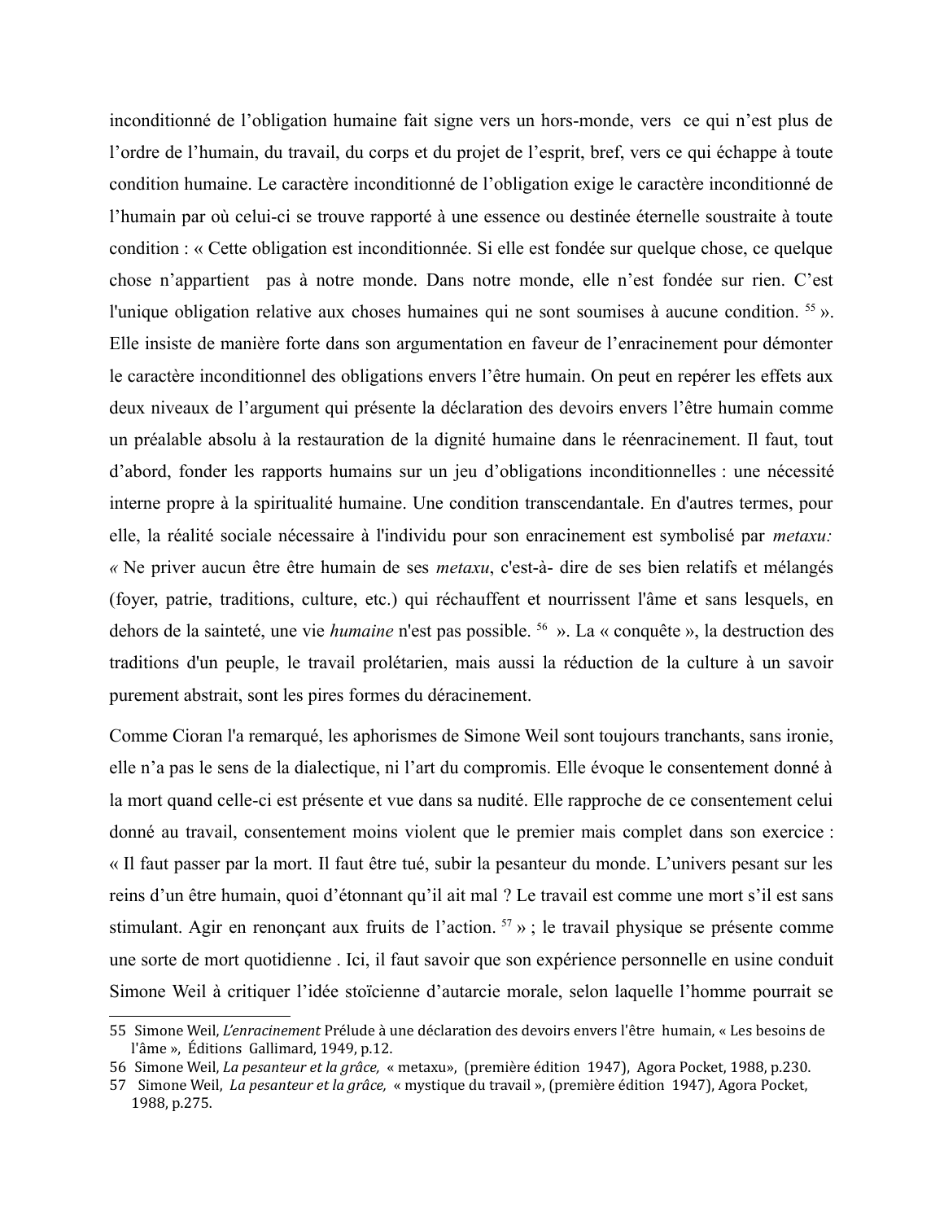inconditionné de l'obligation humaine fait signe vers un hors-monde, vers ce qui n'est plus de l'ordre de l'humain, du travail, du corps et du projet de l'esprit, bref, vers ce qui échappe à toute condition humaine. Le caractère inconditionné de l'obligation exige le caractère inconditionné de l'humain par où celui-ci se trouve rapporté à une essence ou destinée éternelle soustraite à toute condition : « Cette obligation est inconditionnée. Si elle est fondée sur quelque chose, ce quelque chose n'appartient pas à notre monde. Dans notre monde, elle n'est fondée sur rien. C'est l'unique obligation relative aux choses humaines qui ne sont soumises à aucune condition. [55] ». Elle insiste de manière forte dans son argumentation en faveur de l'enracinement pour démonter le caractère inconditionnel des obligations envers l'être humain. On peut en repérer les effets aux deux niveaux de l'argument qui présente la déclaration des devoirs envers l'être humain comme un préalable absolu à la restauration de la dignité humaine dans le réenracinement. Il faut, tout d'abord, fonder les rapports humains sur un jeu d'obligations inconditionnelles : une nécessité interne propre à la spiritualité humaine. Une condition transcendantale. En d'autres termes, pour elle, la réalité sociale nécessaire à l'individu pour son enracinement est symbolisé par *metaxu: «* Ne priver aucun être être humain de ses *metaxu*, c'est-à- dire de ses bien relatifs et mélangés (foyer, patrie, traditions, culture, etc.) qui réchauffent et nourrissent l'âme et sans lesquels, en dehors de la sainteté, une vie *humaine* n'est pas possible. [56] ». La « conquête », la destruction des traditions d'un peuple, le travail prolétarien, mais aussi la réduction de la culture à un savoir purement abstrait, sont les pires formes du déracinement.

Comme Cioran l'a remarqué, les aphorismes de Simone Weil sont toujours tranchants, sans ironie, elle n'a pas le sens de la dialectique, ni l'art du compromis. Elle évoque le consentement donné à la mort quand celle-ci est présente et vue dans sa nudité. Elle rapproche de ce consentement celui donné au travail, consentement moins violent que le premier mais complet dans son exercice : « Il faut passer par la mort. Il faut être tué, subir la pesanteur du monde. L'univers pesant sur les reins d'un être humain, quoi d'étonnant qu'il ait mal ? Le travail est comme une mort s'il est sans stimulant. Agir en renonçant aux fruits de l'action. [57] » ; le travail physique se présente comme une sorte de mort quotidienne . Ici, il faut savoir que son expérience personnelle en usine conduit Simone Weil à critiquer l'idée stoïcienne d'autarcie morale, selon laquelle l'homme pourrait se

---

55 Simone Weil, *L'enracinement* Prélude à une déclaration des devoirs envers l'être humain, « Les besoins de l'âme », Éditions Gallimard, 1949, p.12.

56 Simone Weil, *La pesanteur et la grâce,* « metaxu», (première édition 1947), Agora Pocket, 1988, p.230.

57 Simone Weil, *La pesanteur et la grâce,* « mystique du travail », (première édition 1947), Agora Pocket, 1988, p.275.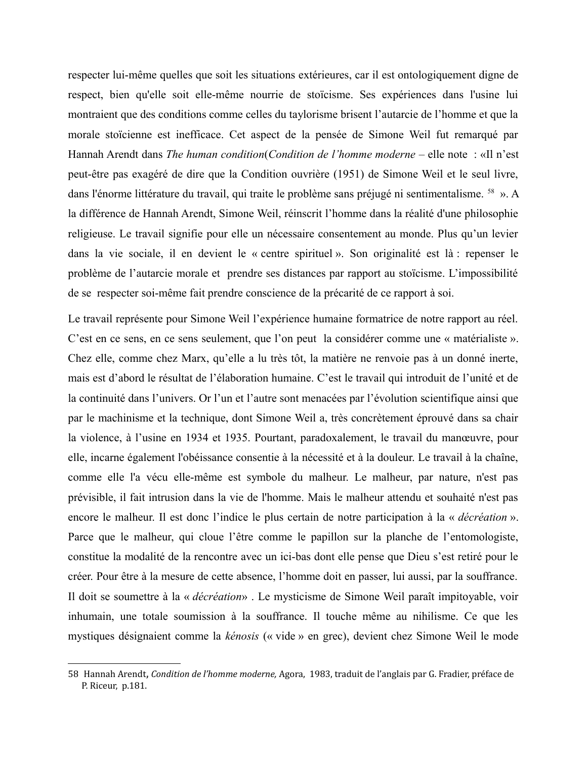respecter lui-même quelles que soit les situations extérieures, car il est ontologiquement digne de respect, bien qu'elle soit elle-même nourrie de stoïcisme. Ses expériences dans l'usine lui montraient que des conditions comme celles du taylorisme brisent l'autarcie de l'homme et que la morale stoïcienne est inefficace. Cet aspect de la pensée de Simone Weil fut remarqué par Hannah Arendt dans *The human condition*(*Condition de l'homme moderne* – elle note : «Il n'est peut-être pas exagéré de dire que la Condition ouvrière (1951) de Simone Weil et le seul livre, dans l'énorme littérature du travail, qui traite le problème sans préjugé ni sentimentalisme. [58] ». A la différence de Hannah Arendt, Simone Weil, réinscrit l'homme dans la réalité d'une philosophie religieuse. Le travail signifie pour elle un nécessaire consentement au monde. Plus qu'un levier dans la vie sociale, il en devient le « centre spirituel ». Son originalité est là : repenser le problème de l'autarcie morale et prendre ses distances par rapport au stoïcisme. L'impossibilité de se respecter soi-même fait prendre conscience de la précarité de ce rapport à soi.

Le travail représente pour Simone Weil l'expérience humaine formatrice de notre rapport au réel. C'est en ce sens, en ce sens seulement, que l'on peut la considérer comme une « matérialiste ». Chez elle, comme chez Marx, qu'elle a lu très tôt, la matière ne renvoie pas à un donné inerte, mais est d'abord le résultat de l'élaboration humaine. C'est le travail qui introduit de l'unité et de la continuité dans l'univers. Or l'un et l'autre sont menacées par l'évolution scientifique ainsi que par le machinisme et la technique, dont Simone Weil a, très concrètement éprouvé dans sa chair la violence, à l'usine en 1934 et 1935. Pourtant, paradoxalement, le travail du manœuvre, pour elle, incarne également l'obéissance consentie à la nécessité et à la douleur. Le travail à la chaîne, comme elle l'a vécu elle-même est symbole du malheur. Le malheur, par nature, n'est pas prévisible, il fait intrusion dans la vie de l'homme. Mais le malheur attendu et souhaité n'est pas encore le malheur. Il est donc l'indice le plus certain de notre participation à la « *décréation* ». Parce que le malheur, qui cloue l'être comme le papillon sur la planche de l'entomologiste, constitue la modalité de la rencontre avec un ici-bas dont elle pense que Dieu s'est retiré pour le créer. Pour être à la mesure de cette absence, l'homme doit en passer, lui aussi, par la souffrance. Il doit se soumettre à la « *décréation*» . Le mysticisme de Simone Weil paraît impitoyable, voir inhumain, une totale soumission à la souffrance. Il touche même au nihilisme. Ce que les mystiques désignaient comme la *kénosis* (« vide » en grec), devient chez Simone Weil le mode

---

58 Hannah Arendt, *Condition de l'homme moderne,* Agora, 1983, traduit de l'anglais par G. Fradier, préface de P. Riceur, p.181.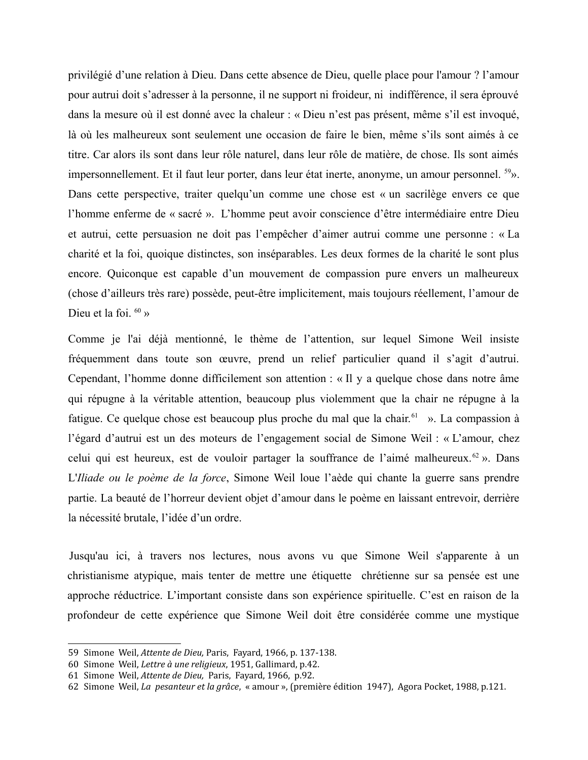privilégié d'une relation à Dieu. Dans cette absence de Dieu, quelle place pour l'amour ? l'amour pour autrui doit s'adresser à la personne, il ne support ni froideur, ni indifférence, il sera éprouvé dans la mesure où il est donné avec la chaleur : « Dieu n'est pas présent, même s'il est invoqué, là où les malheureux sont seulement une occasion de faire le bien, même s'ils sont aimés à ce titre. Car alors ils sont dans leur rôle naturel, dans leur rôle de matière, de chose. Ils sont aimés impersonnellement. Et il faut leur porter, dans leur état inerte, anonyme, un amour personnel. [59]». Dans cette perspective, traiter quelqu'un comme une chose est « un sacrilège envers ce que l'homme enferme de « sacré ». L'homme peut avoir conscience d'être intermédiaire entre Dieu et autrui, cette persuasion ne doit pas l'empêcher d'aimer autrui comme une personne : « La charité et la foi, quoique distinctes, son inséparables. Les deux formes de la charité le sont plus encore. Quiconque est capable d'un mouvement de compassion pure envers un malheureux (chose d'ailleurs très rare) possède, peut-être implicitement, mais toujours réellement, l'amour de Dieu et la foi. [60] »

Comme je l'ai déjà mentionné, le thème de l'attention, sur lequel Simone Weil insiste fréquemment dans toute son œuvre, prend un relief particulier quand il s'agit d'autrui. Cependant, l'homme donne difficilement son attention : « Il y a quelque chose dans notre âme qui répugne à la véritable attention, beaucoup plus violemment que la chair ne répugne à la fatigue. Ce quelque chose est beaucoup plus proche du mal que la chair.[61] ». La compassion à l'égard d'autrui est un des moteurs de l'engagement social de Simone Weil : « L'amour, chez celui qui est heureux, est de vouloir partager la souffrance de l'aimé malheureux.[62] ». Dans L'*Iliade ou le poème de la force*, Simone Weil loue l'aède qui chante la guerre sans prendre partie. La beauté de l'horreur devient objet d'amour dans le poème en laissant entrevoir, derrière la nécessité brutale, l'idée d'un ordre.

Jusqu'au ici, à travers nos lectures, nous avons vu que Simone Weil s'apparente à un christianisme atypique, mais tenter de mettre une étiquette chrétienne sur sa pensée est une approche réductrice. L'important consiste dans son expérience spirituelle. C'est en raison de la profondeur de cette expérience que Simone Weil doit être considérée comme une mystique

---

59 Simone Weil, *Attente de Dieu*, Paris, Fayard, 1966, p. 137-138.

60 Simone Weil, *Lettre à une religieux*, 1951, Gallimard, p.42.

61 Simone Weil, *Attente de Dieu*, Paris, Fayard, 1966, p.92.

62 Simone Weil, *La pesanteur et la grâce*, « amour », (première édition 1947), Agora Pocket, 1988, p.121.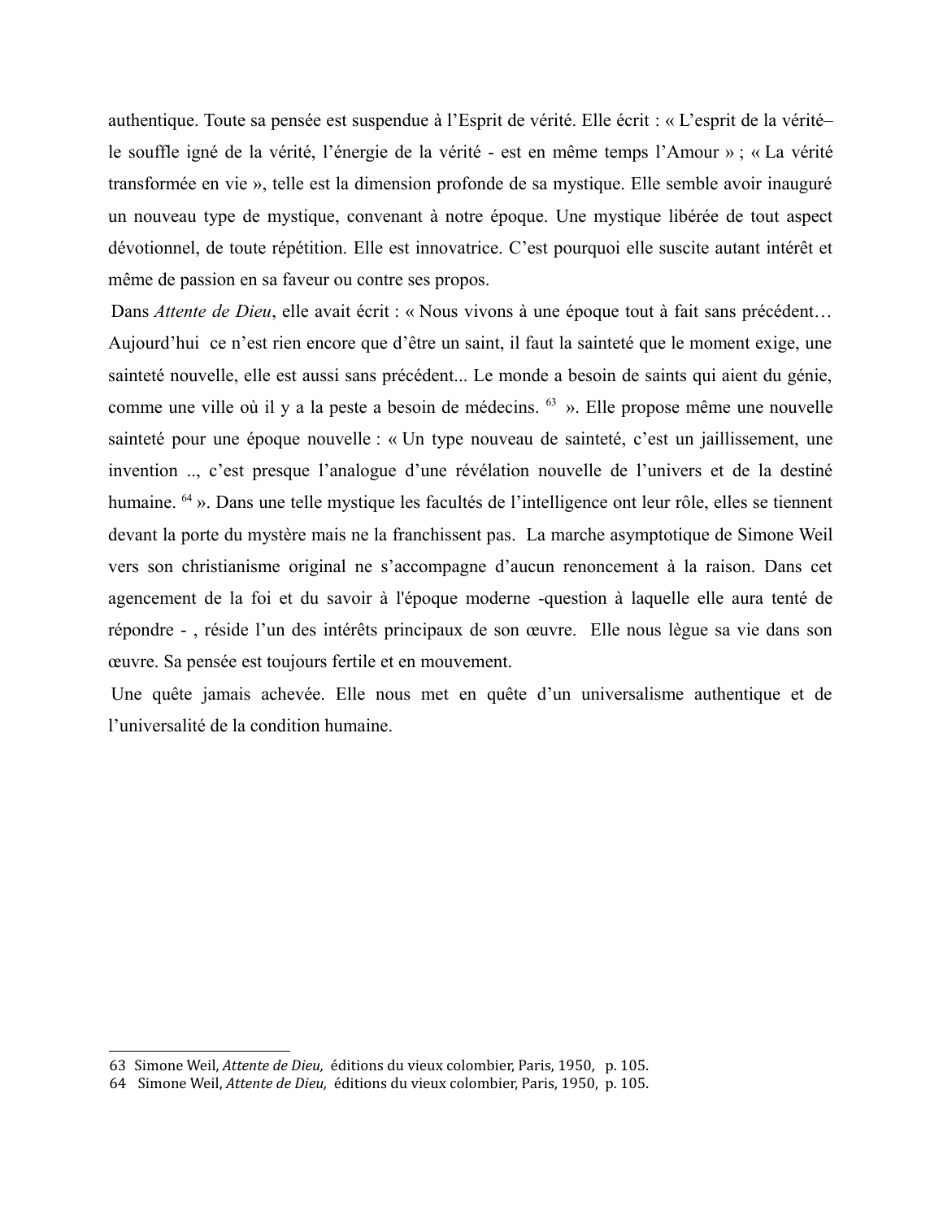authentique. Toute sa pensée est suspendue à l'Esprit de vérité. Elle écrit : « L'esprit de la vérité– le souffle igné de la vérité, l'énergie de la vérité - est en même temps l'Amour » ; « La vérité transformée en vie », telle est la dimension profonde de sa mystique. Elle semble avoir inauguré un nouveau type de mystique, convenant à notre époque. Une mystique libérée de tout aspect dévotionnel, de toute répétition. Elle est innovatrice. C'est pourquoi elle suscite autant intérêt et même de passion en sa faveur ou contre ses propos.

Dans *Attente de Dieu*, elle avait écrit : « Nous vivons à une époque tout à fait sans précédent… Aujourd'hui ce n'est rien encore que d'être un saint, il faut la sainteté que le moment exige, une sainteté nouvelle, elle est aussi sans précédent... Le monde a besoin de saints qui aient du génie, comme une ville où il y a la peste a besoin de médecins. [63] ». Elle propose même une nouvelle sainteté pour une époque nouvelle : « Un type nouveau de sainteté, c'est un jaillissement, une invention .., c'est presque l'analogue d'une révélation nouvelle de l'univers et de la destiné humaine. [64] ». Dans une telle mystique les facultés de l'intelligence ont leur rôle, elles se tiennent devant la porte du mystère mais ne la franchissent pas. La marche asymptotique de Simone Weil vers son christianisme original ne s'accompagne d'aucun renoncement à la raison. Dans cet agencement de la foi et du savoir à l'époque moderne -question à laquelle elle aura tenté de répondre - , réside l'un des intérêts principaux de son œuvre. Elle nous lègue sa vie dans son œuvre. Sa pensée est toujours fertile et en mouvement.

Une quête jamais achevée. Elle nous met en quête d'un universalisme authentique et de l'universalité de la condition humaine.

---

63 Simone Weil, *Attente de Dieu*, éditions du vieux colombier, Paris, 1950, p. 105.

64 Simone Weil, *Attente de Dieu*, éditions du vieux colombier, Paris, 1950, p. 105.